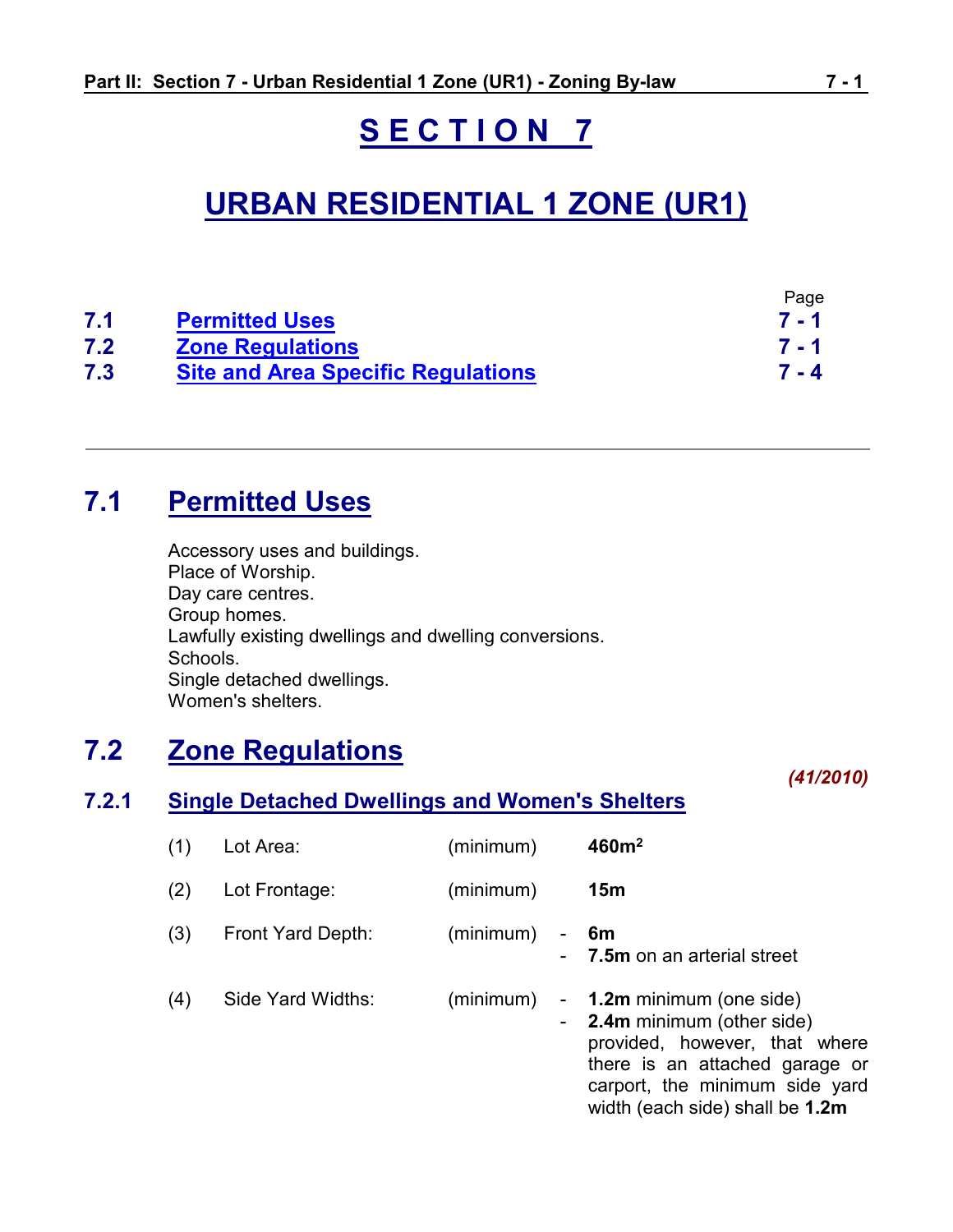# S E C T I O N 7

# URBAN RESIDENTIAL 1 ZONE (UR1)

| | | Page |
|---|---|---|
| 7.1 | Permitted Uses | 7 - 1 |
| 7.2 | Zone Regulations | 7 - 1 |
| 7.3 | Site and Area Specific Regulations | 7 - 4 |

---

## 7.1 Permitted Uses

Accessory uses and buildings.
Place of Worship.
Day care centres.
Group homes.
Lawfully existing dwellings and dwelling conversions.
Schools.
Single detached dwellings.
Women's shelters.

## 7.2 Zone Regulations

*(41/2010)*

### 7.2.1 Single Detached Dwellings and Women's Shelters

(1) Lot Area: (minimum) **460m$^2$**

(2) Lot Frontage: (minimum) **15m**

(3) Front Yard Depth: (minimum)
- **6m**
- **7.5m** on an arterial street

(4) Side Yard Widths: (minimum)
- **1.2m** minimum (one side)
- **2.4m** minimum (other side) provided, however, that where there is an attached garage or carport, the minimum side yard width (each side) shall be **1.2m**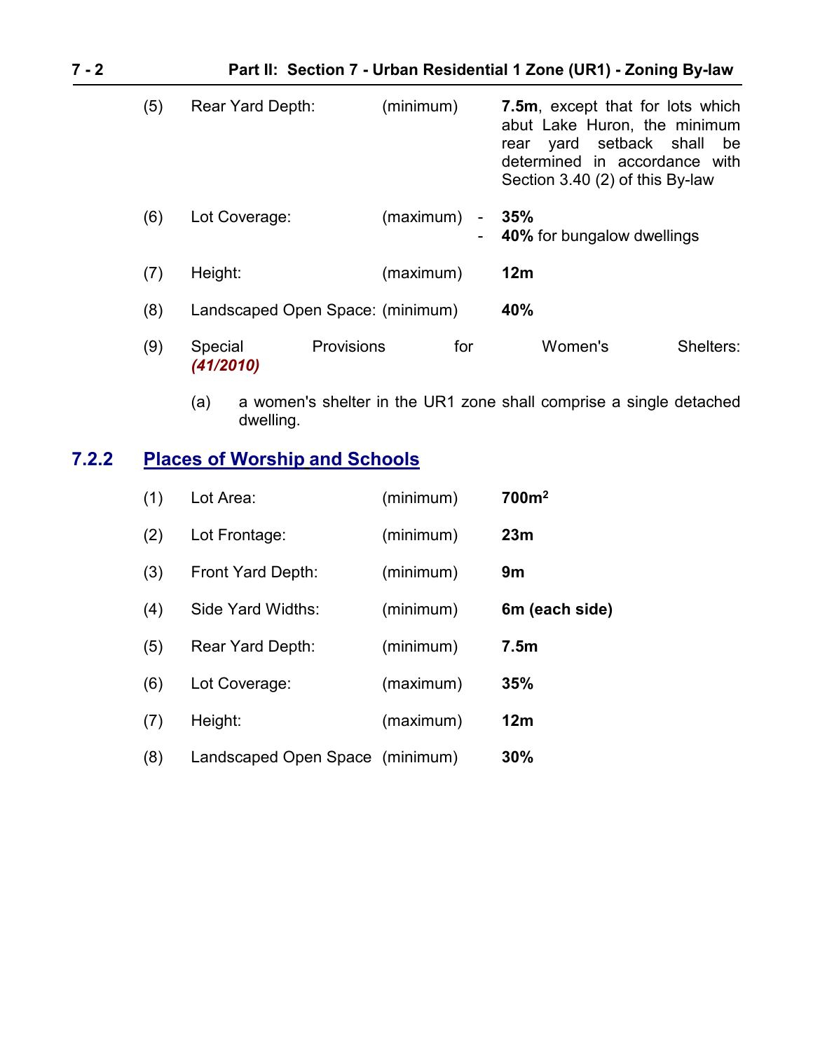(5) Rear Yard Depth: (minimum) **7.5m**, except that for lots which abut Lake Huron, the minimum rear yard setback shall be determined in accordance with Section 3.40 (2) of this By-law

(6) Lot Coverage: (maximum)
- **35%**
- **40%** for bungalow dwellings

(7) Height: (maximum) **12m**

(8) Landscaped Open Space: (minimum) **40%**

(9) Special Provisions for Women's Shelters: ***(41/2010)***

(a) a women's shelter in the UR1 zone shall comprise a single detached dwelling.

## 7.2.2 Places of Worship and Schools

| | | | |
|---|---|---|---|
| (1) | Lot Area: | (minimum) | **700m²** |
| (2) | Lot Frontage: | (minimum) | **23m** |
| (3) | Front Yard Depth: | (minimum) | **9m** |
| (4) | Side Yard Widths: | (minimum) | **6m (each side)** |
| (5) | Rear Yard Depth: | (minimum) | **7.5m** |
| (6) | Lot Coverage: | (maximum) | **35%** |
| (7) | Height: | (maximum) | **12m** |
| (8) | Landscaped Open Space | (minimum) | **30%** |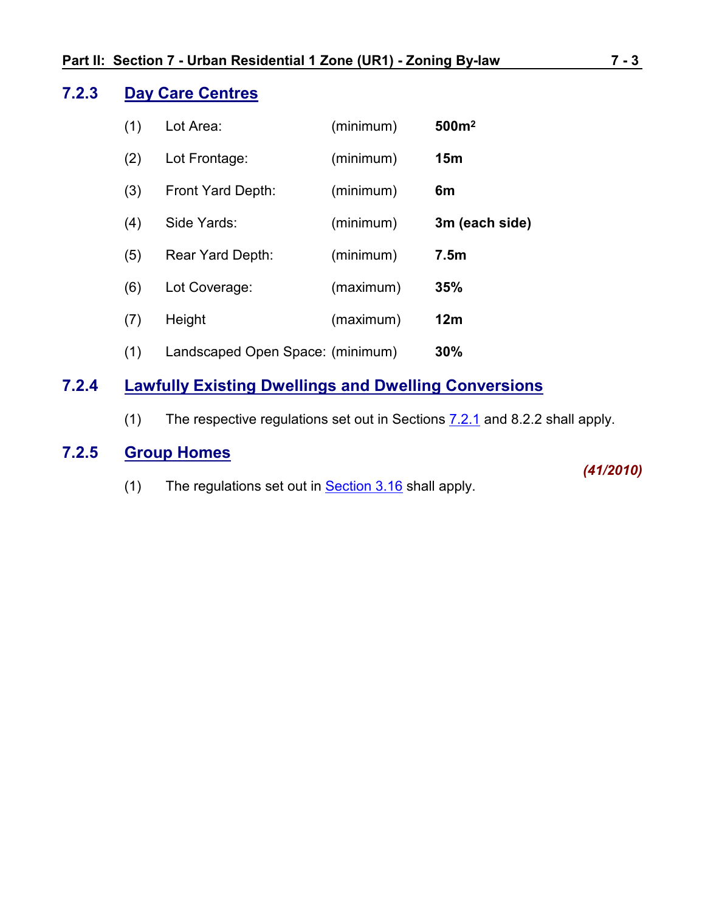### 7.2.3 Day Care Centres

| | | | |
|---|---|---|---|
| (1) | Lot Area: | (minimum) | **500m²** |
| (2) | Lot Frontage: | (minimum) | **15m** |
| (3) | Front Yard Depth: | (minimum) | **6m** |
| (4) | Side Yards: | (minimum) | **3m (each side)** |
| (5) | Rear Yard Depth: | (minimum) | **7.5m** |
| (6) | Lot Coverage: | (maximum) | **35%** |
| (7) | Height | (maximum) | **12m** |
| (1) | Landscaped Open Space: | (minimum) | **30%** |

### 7.2.4 Lawfully Existing Dwellings and Dwelling Conversions

(1) The respective regulations set out in Sections 7.2.1 and 8.2.2 shall apply.

### 7.2.5 Group Homes

***(41/2010)***

(1) The regulations set out in Section 3.16 shall apply.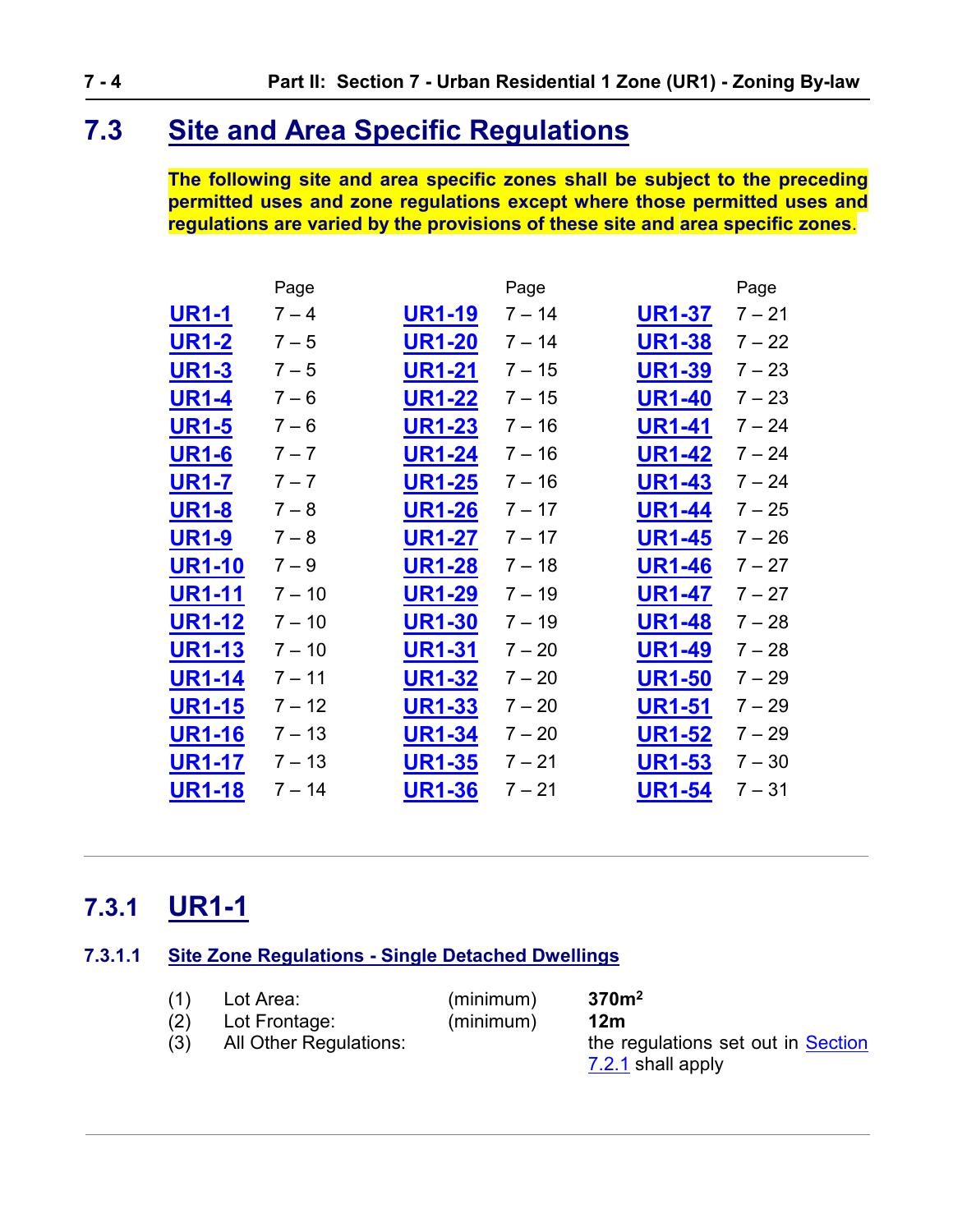# 7.3 Site and Area Specific Regulations

**The following site and area specific zones shall be subject to the preceding permitted uses and zone regulations except where those permitted uses and regulations are varied by the provisions of these site and area specific zones.**

| | Page | | Page | | Page |
|---|---|---|---|---|---|
| **UR1-1** | 7 – 4 | **UR1-19** | 7 – 14 | **UR1-37** | 7 – 21 |
| **UR1-2** | 7 – 5 | **UR1-20** | 7 – 14 | **UR1-38** | 7 – 22 |
| **UR1-3** | 7 – 5 | **UR1-21** | 7 – 15 | **UR1-39** | 7 – 23 |
| **UR1-4** | 7 – 6 | **UR1-22** | 7 – 15 | **UR1-40** | 7 – 23 |
| **UR1-5** | 7 – 6 | **UR1-23** | 7 – 16 | **UR1-41** | 7 – 24 |
| **UR1-6** | 7 – 7 | **UR1-24** | 7 – 16 | **UR1-42** | 7 – 24 |
| **UR1-7** | 7 – 7 | **UR1-25** | 7 – 16 | **UR1-43** | 7 – 24 |
| **UR1-8** | 7 – 8 | **UR1-26** | 7 – 17 | **UR1-44** | 7 – 25 |
| **UR1-9** | 7 – 8 | **UR1-27** | 7 – 17 | **UR1-45** | 7 – 26 |
| **UR1-10** | 7 – 9 | **UR1-28** | 7 – 18 | **UR1-46** | 7 – 27 |
| **UR1-11** | 7 – 10 | **UR1-29** | 7 – 19 | **UR1-47** | 7 – 27 |
| **UR1-12** | 7 – 10 | **UR1-30** | 7 – 19 | **UR1-48** | 7 – 28 |
| **UR1-13** | 7 – 10 | **UR1-31** | 7 – 20 | **UR1-49** | 7 – 28 |
| **UR1-14** | 7 – 11 | **UR1-32** | 7 – 20 | **UR1-50** | 7 – 29 |
| **UR1-15** | 7 – 12 | **UR1-33** | 7 – 20 | **UR1-51** | 7 – 29 |
| **UR1-16** | 7 – 13 | **UR1-34** | 7 – 20 | **UR1-52** | 7 – 29 |
| **UR1-17** | 7 – 13 | **UR1-35** | 7 – 21 | **UR1-53** | 7 – 30 |
| **UR1-18** | 7 – 14 | **UR1-36** | 7 – 21 | **UR1-54** | 7 – 31 |

---

## 7.3.1 UR1-1

### 7.3.1.1 Site Zone Regulations - Single Detached Dwellings

| | | | |
|---|---|---|---|
| (1) | Lot Area: | (minimum) | **370m²** |
| (2) | Lot Frontage: | (minimum) | **12m** |
| (3) | All Other Regulations: | | the regulations set out in Section 7.2.1 shall apply |

---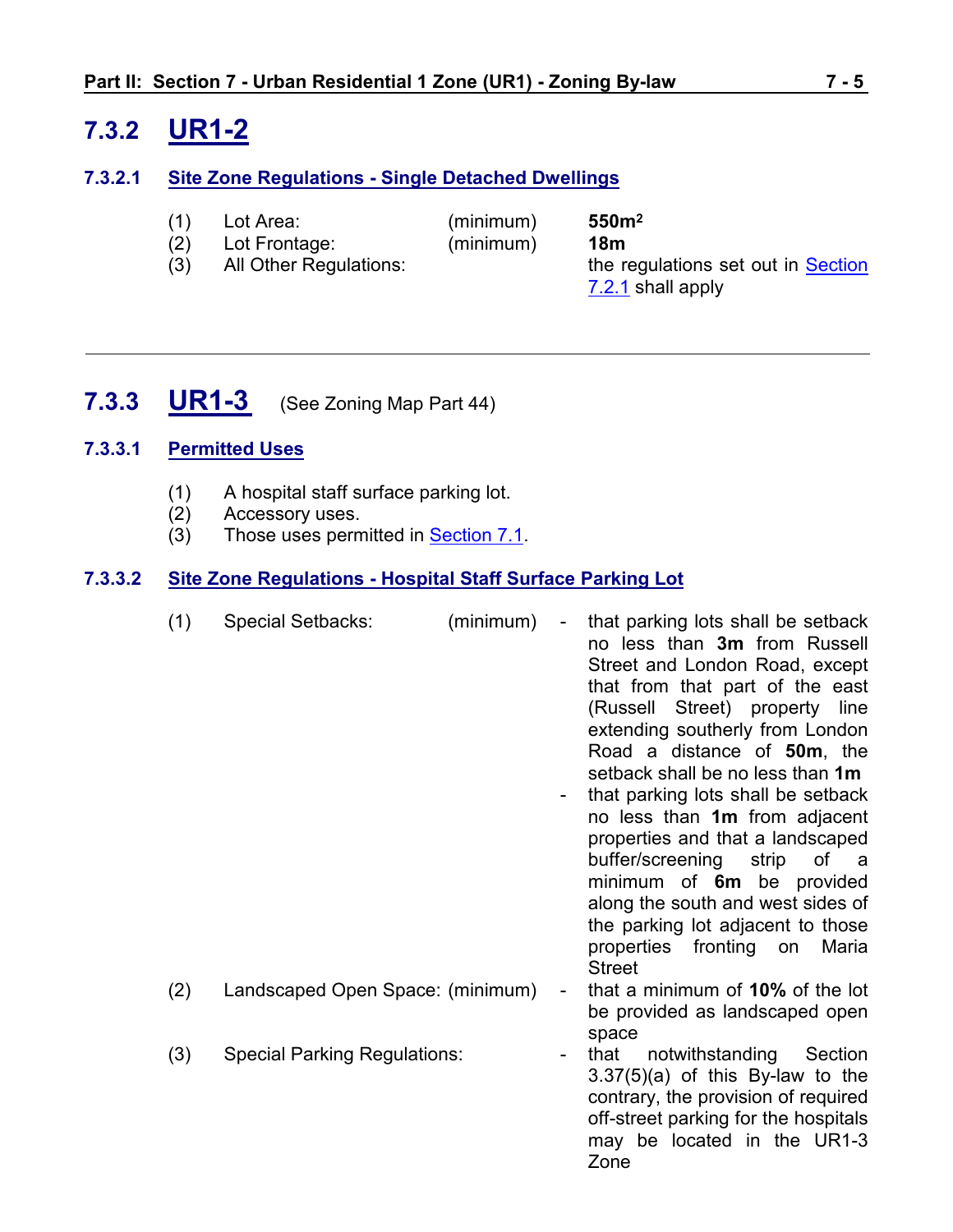## 7.3.2 UR1-2

### 7.3.2.1 Site Zone Regulations - Single Detached Dwellings

| | | | |
|---|---|---|---|
| (1) | Lot Area: | (minimum) | **550m$^2$** |
| (2) | Lot Frontage: | (minimum) | **18m** |
| (3) | All Other Regulations: | | the regulations set out in Section 7.2.1 shall apply |

---

## 7.3.3 UR1-3 (See Zoning Map Part 44)

### 7.3.3.1 Permitted Uses

(1) A hospital staff surface parking lot.
(2) Accessory uses.
(3) Those uses permitted in Section 7.1.

### 7.3.3.2 Site Zone Regulations - Hospital Staff Surface Parking Lot

(1) Special Setbacks: (minimum)
- that parking lots shall be setback no less than **3m** from Russell Street and London Road, except that from that part of the east (Russell Street) property line extending southerly from London Road a distance of **50m**, the setback shall be no less than **1m**
- that parking lots shall be setback no less than **1m** from adjacent properties and that a landscaped buffer/screening strip of a minimum of **6m** be provided along the south and west sides of the parking lot adjacent to those properties fronting on Maria Street

(2) Landscaped Open Space: (minimum)
- that a minimum of **10%** of the lot be provided as landscaped open space

(3) Special Parking Regulations:
- that notwithstanding Section 3.37(5)(a) of this By-law to the contrary, the provision of required off-street parking for the hospitals may be located in the UR1-3 Zone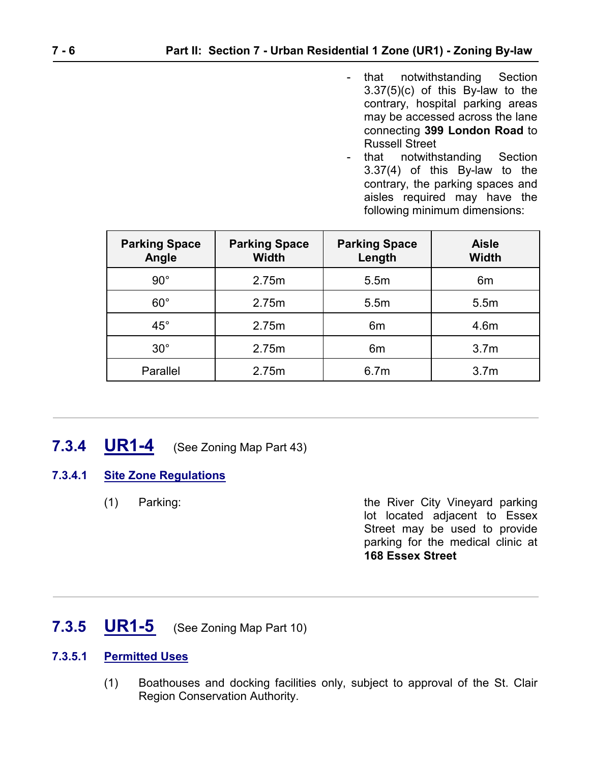- that notwithstanding Section 3.37(5)(c) of this By-law to the contrary, hospital parking areas may be accessed across the lane connecting **399 London Road** to Russell Street
- that notwithstanding Section 3.37(4) of this By-law to the contrary, the parking spaces and aisles required may have the following minimum dimensions:

| Parking Space Angle | Parking Space Width | Parking Space Length | Aisle Width |
|---|---|---|---|
| 90° | 2.75m | 5.5m | 6m |
| 60° | 2.75m | 5.5m | 5.5m |
| 45° | 2.75m | 6m | 4.6m |
| 30° | 2.75m | 6m | 3.7m |
| Parallel | 2.75m | 6.7m | 3.7m |

---

## 7.3.4 UR1-4 (See Zoning Map Part 43)

### 7.3.4.1 Site Zone Regulations

(1) Parking: the River City Vineyard parking lot located adjacent to Essex Street may be used to provide parking for the medical clinic at **168 Essex Street**

---

## 7.3.5 UR1-5 (See Zoning Map Part 10)

### 7.3.5.1 Permitted Uses

(1) Boathouses and docking facilities only, subject to approval of the St. Clair Region Conservation Authority.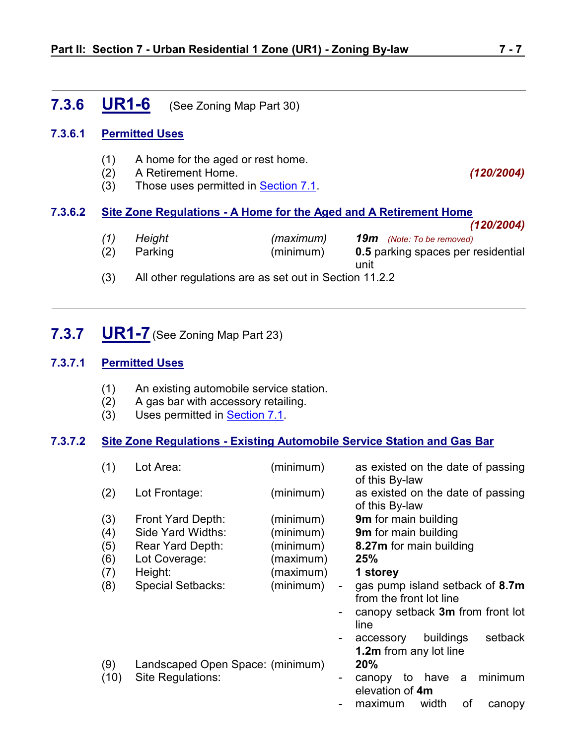## 7.3.6 UR1-6 (See Zoning Map Part 30)

### 7.3.6.1 Permitted Uses

(1) A home for the aged or rest home.
(2) A Retirement Home. ***(120/2004)***
(3) Those uses permitted in Section 7.1.

### 7.3.6.2 Site Zone Regulations - A Home for the Aged and A Retirement Home

***(120/2004)***

| | | | |
|---|---|---|---|
| *(1)* | *Height* | *(maximum)* | ***19m*** *(Note: To be removed)* |
| (2) | Parking | (minimum) | **0.5** parking spaces per residential unit |
| (3) | All other regulations are as set out in Section 11.2.2 | | |

## 7.3.7 UR1-7 (See Zoning Map Part 23)

### 7.3.7.1 Permitted Uses

(1) An existing automobile service station.
(2) A gas bar with accessory retailing.
(3) Uses permitted in Section 7.1.

### 7.3.7.2 Site Zone Regulations - Existing Automobile Service Station and Gas Bar

| | | | |
|---|---|---|---|
| (1) | Lot Area: | (minimum) | as existed on the date of passing of this By-law |
| (2) | Lot Frontage: | (minimum) | as existed on the date of passing of this By-law |
| (3) | Front Yard Depth: | (minimum) | **9m** for main building |
| (4) | Side Yard Widths: | (minimum) | **9m** for main building |
| (5) | Rear Yard Depth: | (minimum) | **8.27m** for main building |
| (6) | Lot Coverage: | (maximum) | **25%** |
| (7) | Height: | (maximum) | **1 storey** |
| (8) | Special Setbacks: | (minimum) | - gas pump island setback of **8.7m** from the front lot line<br>- canopy setback **3m** from front lot line<br>- accessory buildings setback **1.2m** from any lot line |
| (9) | Landscaped Open Space: | (minimum) | **20%** |
| (10) | Site Regulations: | | - canopy to have a minimum elevation of **4m**<br>- maximum width of canopy |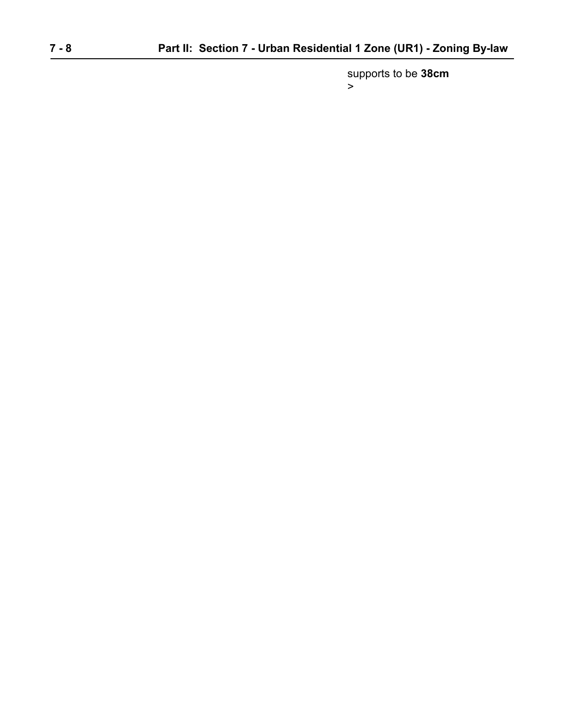supports to be **38cm**
>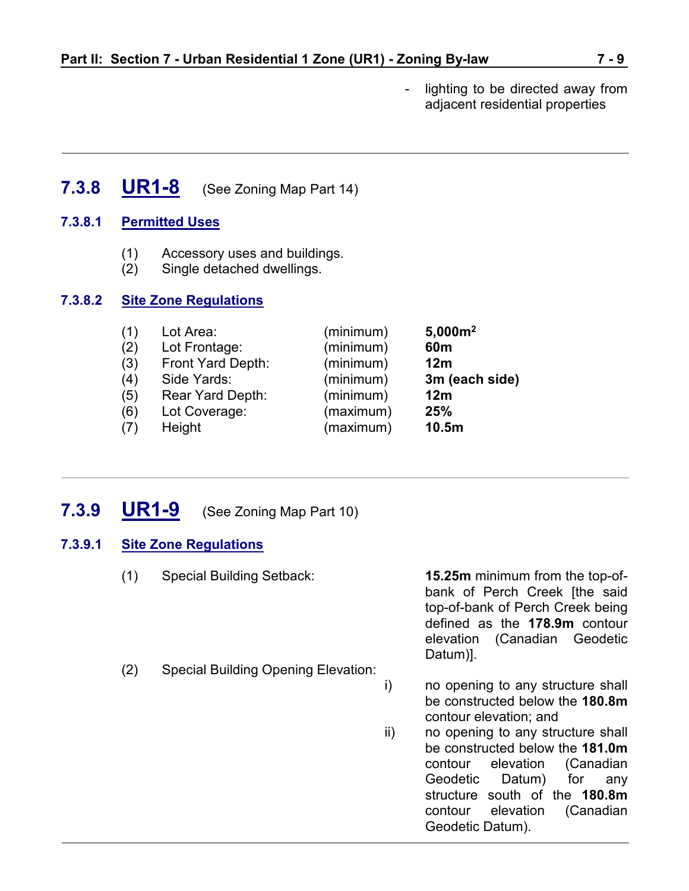- lighting to be directed away from adjacent residential properties

---

## 7.3.8 UR1-8 (See Zoning Map Part 14)

### 7.3.8.1 Permitted Uses

(1) Accessory uses and buildings.
(2) Single detached dwellings.

### 7.3.8.2 Site Zone Regulations

| | | | |
|---|---|---|---|
| (1) | Lot Area: | (minimum) | **5,000m$^2$** |
| (2) | Lot Frontage: | (minimum) | **60m** |
| (3) | Front Yard Depth: | (minimum) | **12m** |
| (4) | Side Yards: | (minimum) | **3m (each side)** |
| (5) | Rear Yard Depth: | (minimum) | **12m** |
| (6) | Lot Coverage: | (maximum) | **25%** |
| (7) | Height | (maximum) | **10.5m** |

---

## 7.3.9 UR1-9 (See Zoning Map Part 10)

### 7.3.9.1 Site Zone Regulations

(1) Special Building Setback: **15.25m** minimum from the top-of-bank of Perch Creek [the said top-of-bank of Perch Creek being defined as the **178.9m** contour elevation (Canadian Geodetic Datum)].

(2) Special Building Opening Elevation:

i) no opening to any structure shall be constructed below the **180.8m** contour elevation; and

ii) no opening to any structure shall be constructed below the **181.0m** contour elevation (Canadian Geodetic Datum) for any structure south of the **180.8m** contour elevation (Canadian Geodetic Datum).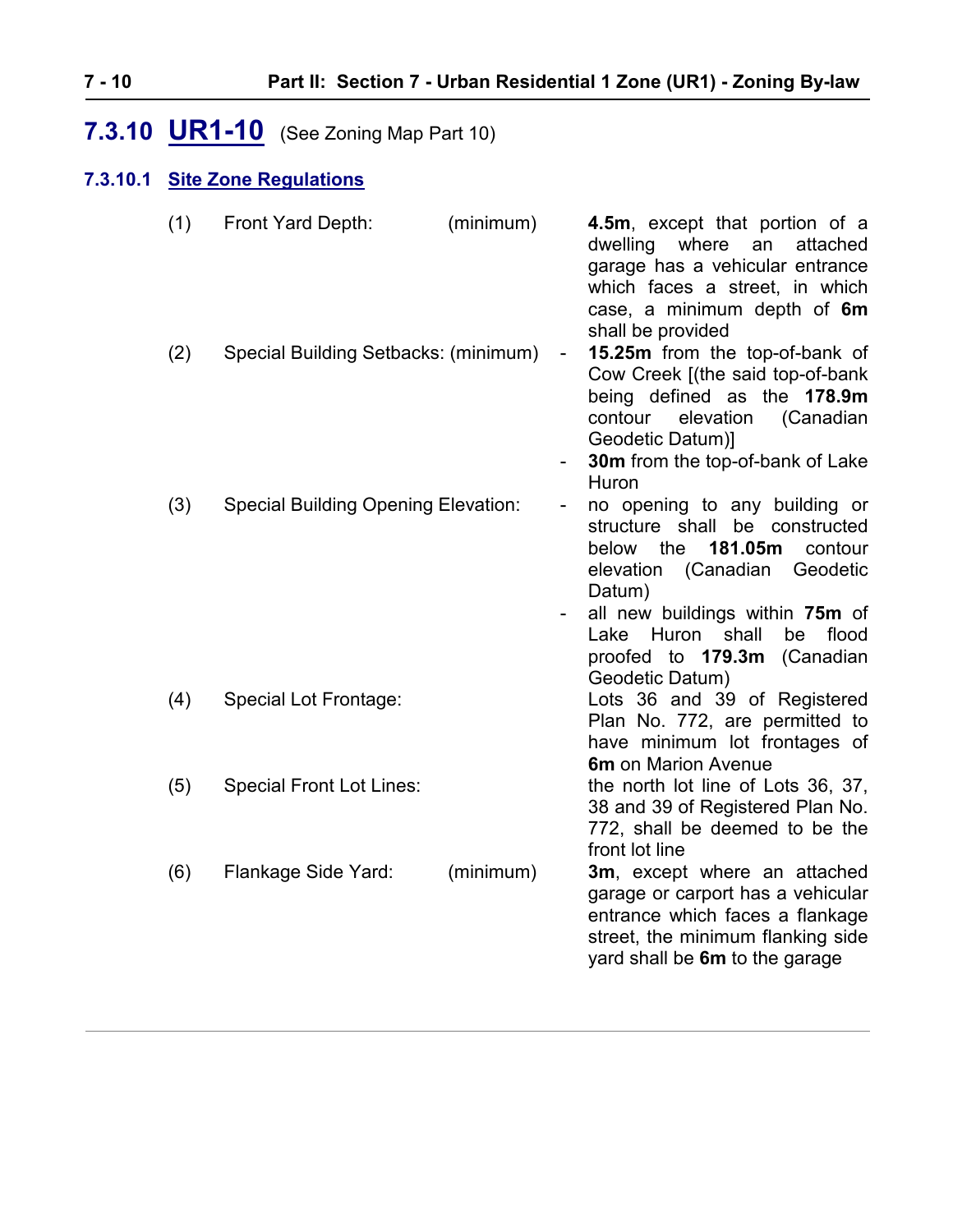## 7.3.10 UR1-10 (See Zoning Map Part 10)

### 7.3.10.1 Site Zone Regulations

(1) Front Yard Depth: (minimum) **4.5m**, except that portion of a dwelling where an attached garage has a vehicular entrance which faces a street, in which case, a minimum depth of **6m** shall be provided

(2) Special Building Setbacks: (minimum)
- **15.25m** from the top-of-bank of Cow Creek [(the said top-of-bank being defined as the **178.9m** contour elevation (Canadian Geodetic Datum)]
- **30m** from the top-of-bank of Lake Huron

(3) Special Building Opening Elevation:
- no opening to any building or structure shall be constructed below the **181.05m** contour elevation (Canadian Geodetic Datum)
- all new buildings within **75m** of Lake Huron shall be flood proofed to **179.3m** (Canadian Geodetic Datum)

(4) Special Lot Frontage: Lots 36 and 39 of Registered Plan No. 772, are permitted to have minimum lot frontages of **6m** on Marion Avenue

(5) Special Front Lot Lines: the north lot line of Lots 36, 37, 38 and 39 of Registered Plan No. 772, shall be deemed to be the front lot line

(6) Flankage Side Yard: (minimum) **3m**, except where an attached garage or carport has a vehicular entrance which faces a flankage street, the minimum flanking side yard shall be **6m** to the garage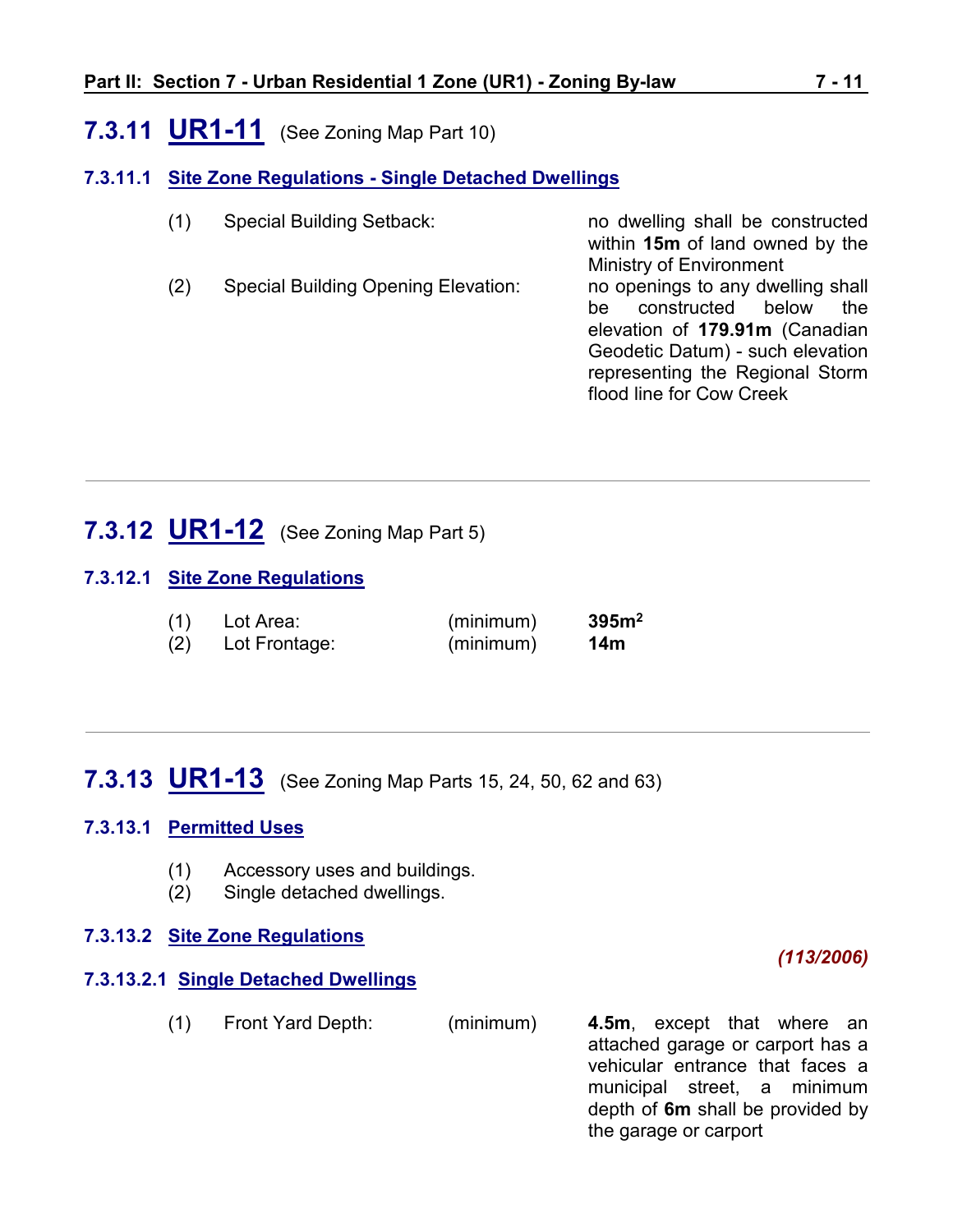## 7.3.11 UR1-11 (See Zoning Map Part 10)

### 7.3.11.1 Site Zone Regulations - Single Detached Dwellings

| | | |
|---|---|---|
| (1) | Special Building Setback: | no dwelling shall be constructed within **15m** of land owned by the Ministry of Environment |
| (2) | Special Building Opening Elevation: | no openings to any dwelling shall be constructed below the elevation of **179.91m** (Canadian Geodetic Datum) - such elevation representing the Regional Storm flood line for Cow Creek |

---

## 7.3.12 UR1-12 (See Zoning Map Part 5)

### 7.3.12.1 Site Zone Regulations

| | | | |
|---|---|---|---|
| (1) | Lot Area: | (minimum) | **395m$^2$** |
| (2) | Lot Frontage: | (minimum) | **14m** |

---

## 7.3.13 UR1-13 (See Zoning Map Parts 15, 24, 50, 62 and 63)

### 7.3.13.1 Permitted Uses

(1) Accessory uses and buildings.
(2) Single detached dwellings.

### 7.3.13.2 Site Zone Regulations

*(113/2006)*

#### 7.3.13.2.1 Single Detached Dwellings

| | | | |
|---|---|---|---|
| (1) | Front Yard Depth: | (minimum) | **4.5m**, except that where an attached garage or carport has a vehicular entrance that faces a municipal street, a minimum depth of **6m** shall be provided by the garage or carport |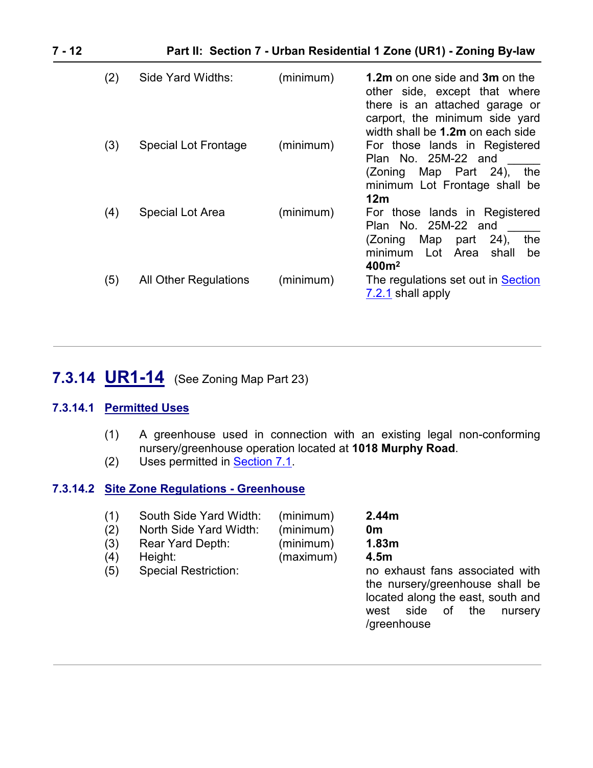| | | | |
|---|---|---|---|
| (2) | Side Yard Widths: | (minimum) | **1.2m** on one side and **3m** on the other side, except that where there is an attached garage or carport, the minimum side yard width shall be **1.2m** on each side |
| (3) | Special Lot Frontage | (minimum) | For those lands in Registered Plan No. 25M-22 and _____ (Zoning Map Part 24), the minimum Lot Frontage shall be **12m** |
| (4) | Special Lot Area | (minimum) | For those lands in Registered Plan No. 25M-22 and _____ (Zoning Map part 24), the minimum Lot Area shall be **400m$^2$** |
| (5) | All Other Regulations | (minimum) | The regulations set out in Section 7.2.1 shall apply |

---

## 7.3.14 UR1-14 (See Zoning Map Part 23)

### 7.3.14.1 Permitted Uses

(1) A greenhouse used in connection with an existing legal non-conforming nursery/greenhouse operation located at **1018 Murphy Road**.

(2) Uses permitted in Section 7.1.

### 7.3.14.2 Site Zone Regulations - Greenhouse

| | | | |
|---|---|---|---|
| (1) | South Side Yard Width: | (minimum) | **2.44m** |
| (2) | North Side Yard Width: | (minimum) | **0m** |
| (3) | Rear Yard Depth: | (minimum) | **1.83m** |
| (4) | Height: | (maximum) | **4.5m** |
| (5) | Special Restriction: | | no exhaust fans associated with the nursery/greenhouse shall be located along the east, south and west side of the nursery /greenhouse |

---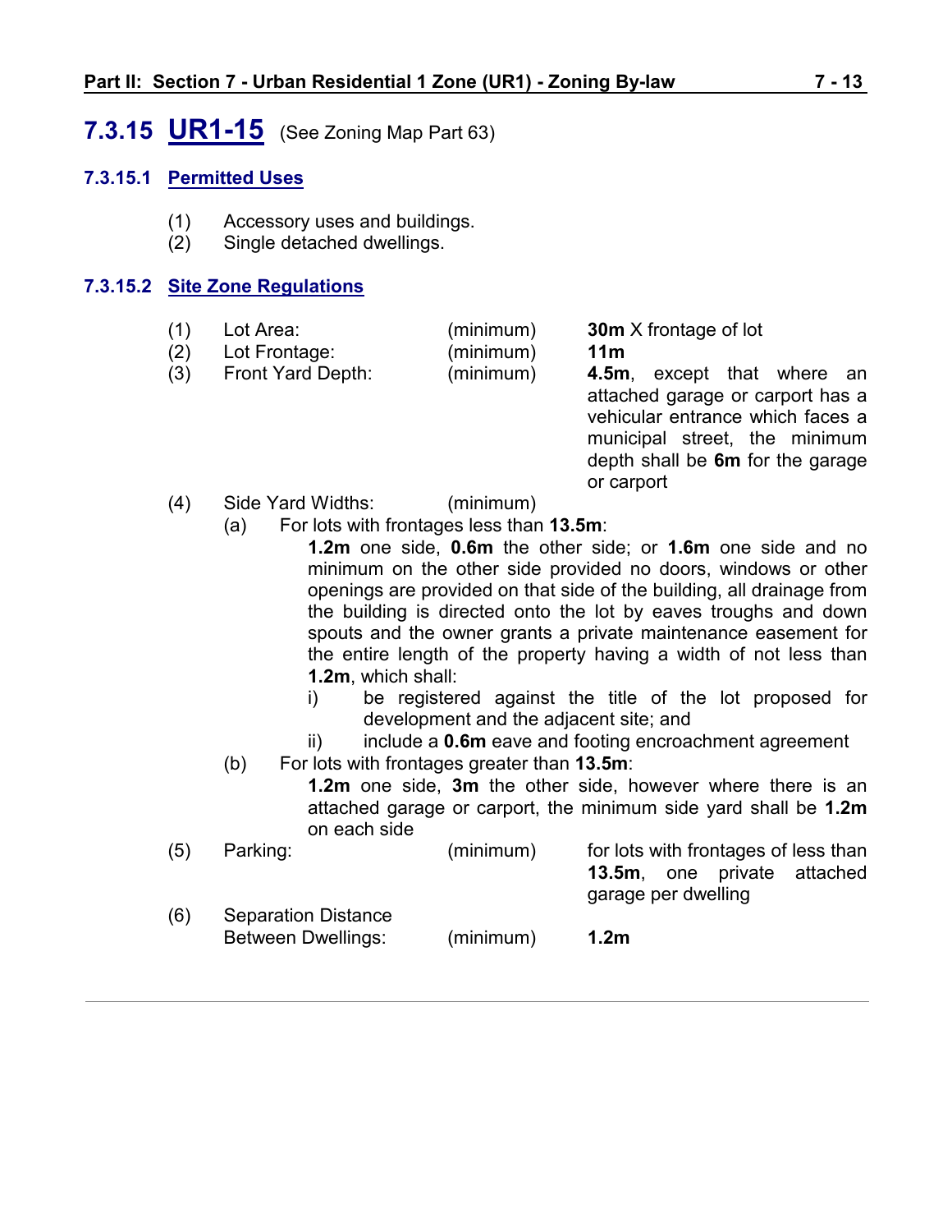## 7.3.15 UR1-15 (See Zoning Map Part 63)

### 7.3.15.1 Permitted Uses

(1) Accessory uses and buildings.
(2) Single detached dwellings.

### 7.3.15.2 Site Zone Regulations

(1) Lot Area: (minimum) **30m** X frontage of lot

(2) Lot Frontage: (minimum) **11m**

(3) Front Yard Depth: (minimum) **4.5m**, except that where an attached garage or carport has a vehicular entrance which faces a municipal street, the minimum depth shall be **6m** for the garage or carport

(4) Side Yard Widths: (minimum)

(a) For lots with frontages less than **13.5m**:

**1.2m** one side, **0.6m** the other side; or **1.6m** one side and no minimum on the other side provided no doors, windows or other openings are provided on that side of the building, all drainage from the building is directed onto the lot by eaves troughs and down spouts and the owner grants a private maintenance easement for the entire length of the property having a width of not less than **1.2m**, which shall:

i) be registered against the title of the lot proposed for development and the adjacent site; and
ii) include a **0.6m** eave and footing encroachment agreement

(b) For lots with frontages greater than **13.5m**:

**1.2m** one side, **3m** the other side, however where there is an attached garage or carport, the minimum side yard shall be **1.2m** on each side

(5) Parking: (minimum) for lots with frontages of less than **13.5m**, one private attached garage per dwelling

(6) Separation Distance Between Dwellings: (minimum) **1.2m**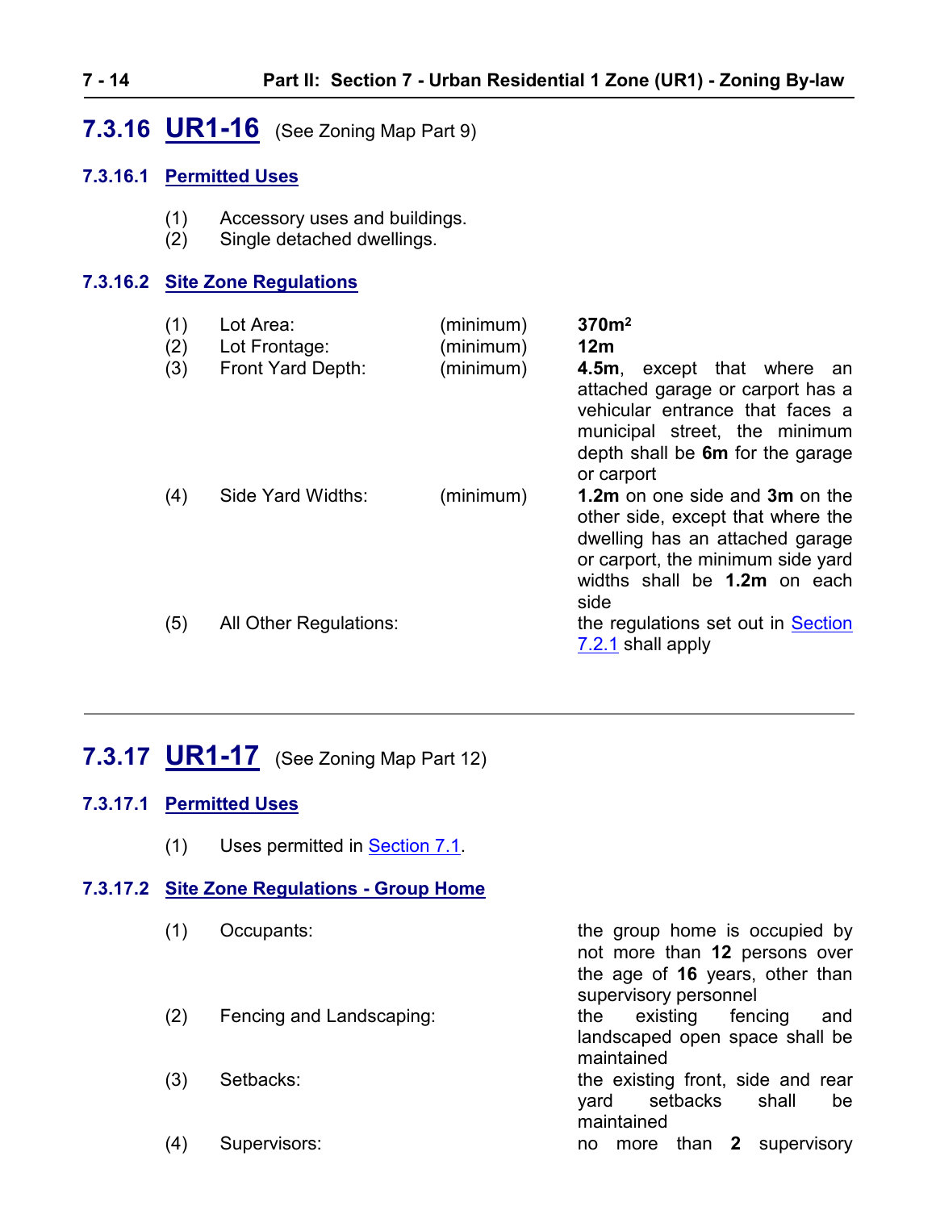## 7.3.16 UR1-16 (See Zoning Map Part 9)

### 7.3.16.1 Permitted Uses

(1) Accessory uses and buildings.
(2) Single detached dwellings.

### 7.3.16.2 Site Zone Regulations

| | | | |
|---|---|---|---|
| (1) | Lot Area: | (minimum) | **370m$^2$** |
| (2) | Lot Frontage: | (minimum) | **12m** |
| (3) | Front Yard Depth: | (minimum) | **4.5m**, except that where an attached garage or carport has a vehicular entrance that faces a municipal street, the minimum depth shall be **6m** for the garage or carport |
| (4) | Side Yard Widths: | (minimum) | **1.2m** on one side and **3m** on the other side, except that where the dwelling has an attached garage or carport, the minimum side yard widths shall be **1.2m** on each side |
| (5) | All Other Regulations: | | the regulations set out in Section 7.2.1 shall apply |

---

## 7.3.17 UR1-17 (See Zoning Map Part 12)

### 7.3.17.1 Permitted Uses

(1) Uses permitted in Section 7.1.

### 7.3.17.2 Site Zone Regulations - Group Home

| | | |
|---|---|---|
| (1) | Occupants: | the group home is occupied by not more than **12** persons over the age of **16** years, other than supervisory personnel |
| (2) | Fencing and Landscaping: | the existing fencing and landscaped open space shall be maintained |
| (3) | Setbacks: | the existing front, side and rear yard setbacks shall be maintained |
| (4) | Supervisors: | no more than **2** supervisory |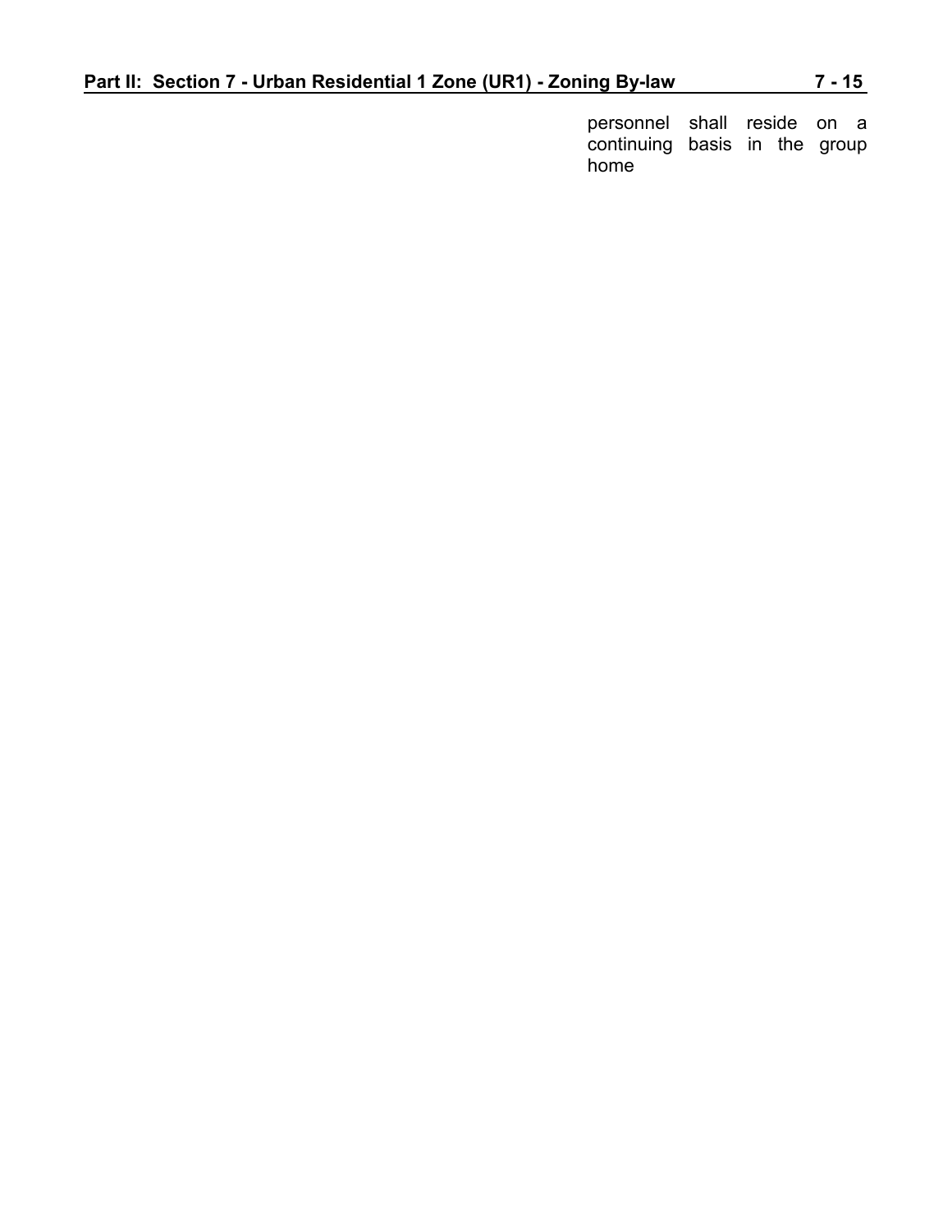personnel shall reside on a continuing basis in the group home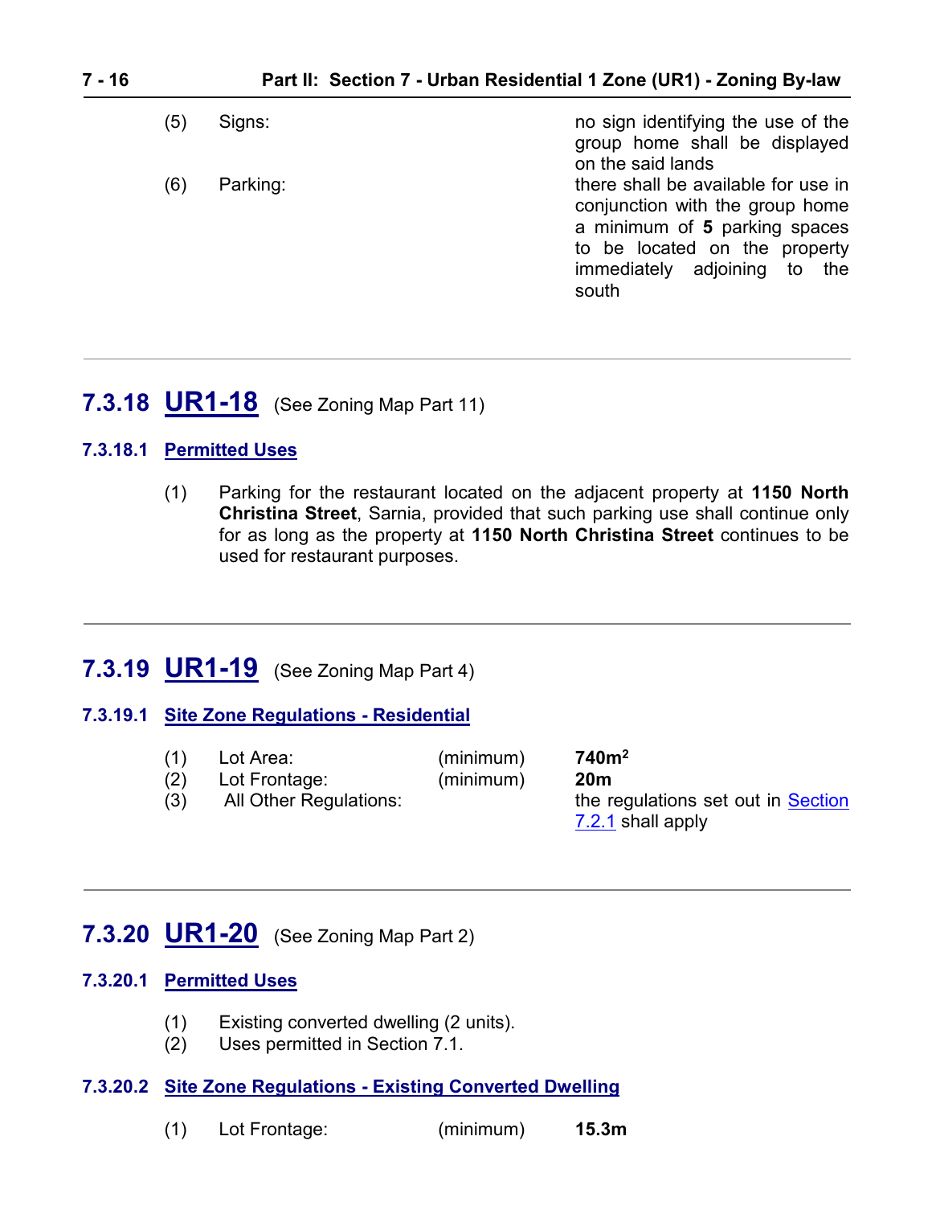| | | |
|---|---|---|
| (5) | Signs: | no sign identifying the use of the group home shall be displayed on the said lands |
| (6) | Parking: | there shall be available for use in conjunction with the group home a minimum of **5** parking spaces to be located on the property immediately adjoining to the south |

---

## 7.3.18 UR1-18 (See Zoning Map Part 11)

### 7.3.18.1 Permitted Uses

(1) Parking for the restaurant located on the adjacent property at **1150 North Christina Street**, Sarnia, provided that such parking use shall continue only for as long as the property at **1150 North Christina Street** continues to be used for restaurant purposes.

---

## 7.3.19 UR1-19 (See Zoning Map Part 4)

### 7.3.19.1 Site Zone Regulations - Residential

| | | | |
|---|---|---|---|
| (1) | Lot Area: | (minimum) | **740m²** |
| (2) | Lot Frontage: | (minimum) | **20m** |
| (3) | All Other Regulations: | | the regulations set out in Section 7.2.1 shall apply |

---

## 7.3.20 UR1-20 (See Zoning Map Part 2)

### 7.3.20.1 Permitted Uses

(1) Existing converted dwelling (2 units).
(2) Uses permitted in Section 7.1.

### 7.3.20.2 Site Zone Regulations - Existing Converted Dwelling

| | | | |
|---|---|---|---|
| (1) | Lot Frontage: | (minimum) | **15.3m** |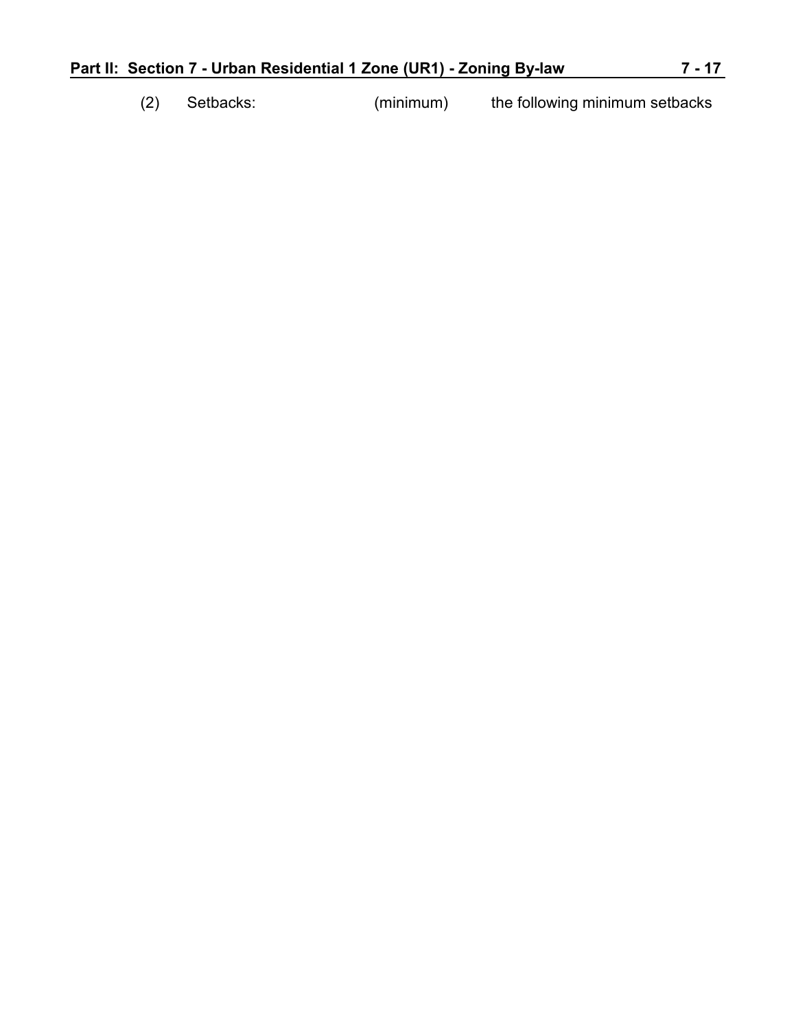(2) Setbacks: (minimum) the following minimum setbacks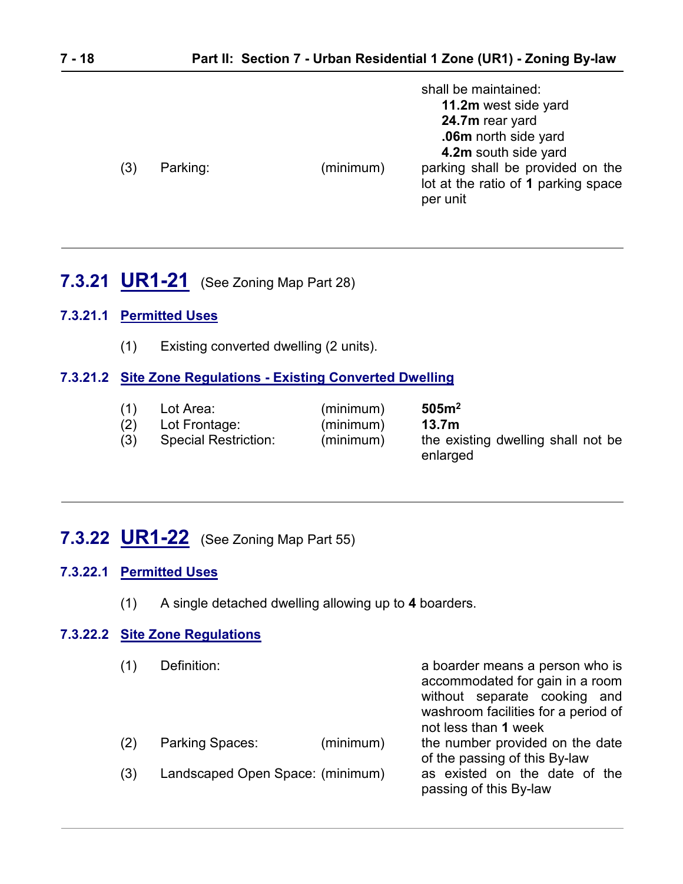shall be maintained:
**11.2m** west side yard
**24.7m** rear yard
**.06m** north side yard
**4.2m** south side yard

| | | | |
|---|---|---|---|
| (3) | Parking: | (minimum) | parking shall be provided on the lot at the ratio of **1** parking space per unit |

---

## 7.3.21 UR1-21 (See Zoning Map Part 28)

### 7.3.21.1 Permitted Uses

(1) Existing converted dwelling (2 units).

### 7.3.21.2 Site Zone Regulations - Existing Converted Dwelling

| | | | |
|---|---|---|---|
| (1) | Lot Area: | (minimum) | **505m²** |
| (2) | Lot Frontage: | (minimum) | **13.7m** |
| (3) | Special Restriction: | (minimum) | the existing dwelling shall not be enlarged |

---

## 7.3.22 UR1-22 (See Zoning Map Part 55)

### 7.3.22.1 Permitted Uses

(1) A single detached dwelling allowing up to **4** boarders.

### 7.3.22.2 Site Zone Regulations

| | | | |
|---|---|---|---|
| (1) | Definition: | | a boarder means a person who is accommodated for gain in a room without separate cooking and washroom facilities for a period of not less than **1** week |
| (2) | Parking Spaces: | (minimum) | the number provided on the date of the passing of this By-law |
| (3) | Landscaped Open Space: | (minimum) | as existed on the date of the passing of this By-law |

---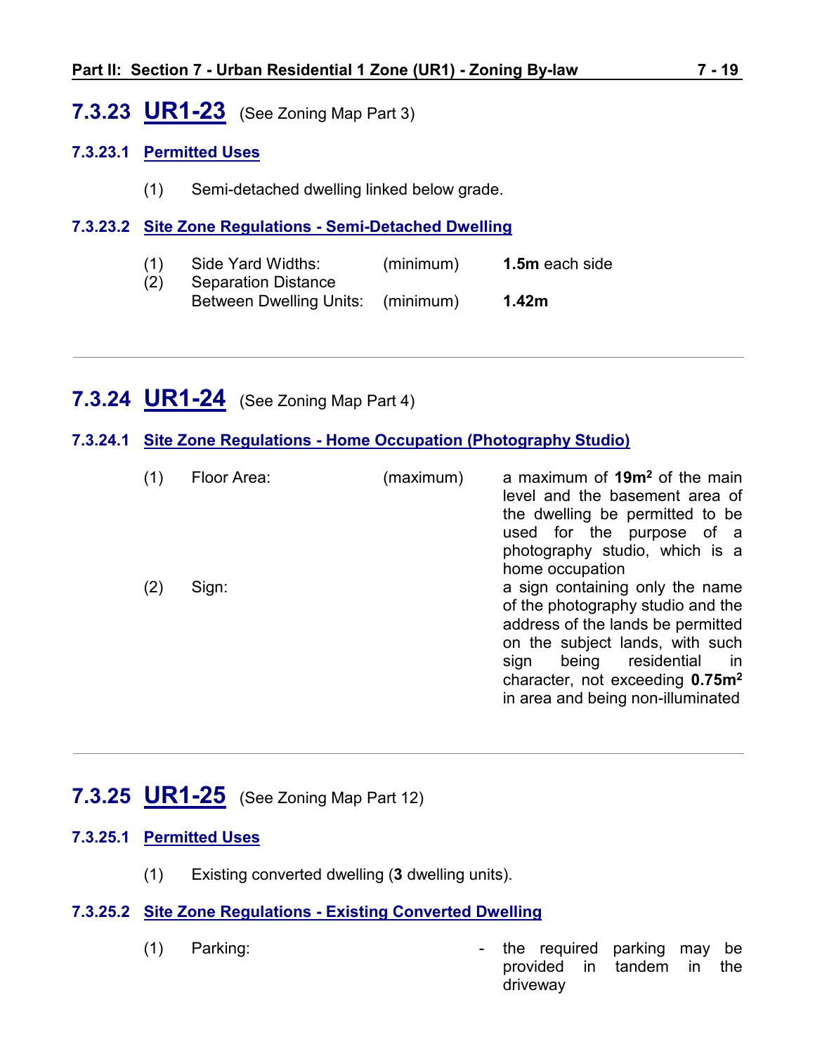## 7.3.23 UR1-23 (See Zoning Map Part 3)

### 7.3.23.1 Permitted Uses

(1) Semi-detached dwelling linked below grade.

### 7.3.23.2 Site Zone Regulations - Semi-Detached Dwelling

| | | | |
|---|---|---|---|
| (1) | Side Yard Widths: | (minimum) | **1.5m** each side |
| (2) | Separation Distance Between Dwelling Units: | (minimum) | **1.42m** |

---

## 7.3.24 UR1-24 (See Zoning Map Part 4)

### 7.3.24.1 Site Zone Regulations - Home Occupation (Photography Studio)

| | | | |
|---|---|---|---|
| (1) | Floor Area: | (maximum) | a maximum of **19m$^2$** of the main level and the basement area of the dwelling be permitted to be used for the purpose of a photography studio, which is a home occupation |
| (2) | Sign: | | a sign containing only the name of the photography studio and the address of the lands be permitted on the subject lands, with such sign being residential in character, not exceeding **0.75m$^2$** in area and being non-illuminated |

---

## 7.3.25 UR1-25 (See Zoning Map Part 12)

### 7.3.25.1 Permitted Uses

(1) Existing converted dwelling (**3** dwelling units).

### 7.3.25.2 Site Zone Regulations - Existing Converted Dwelling

| | | |
|---|---|---|
| (1) | Parking: | - the required parking may be provided in tandem in the driveway |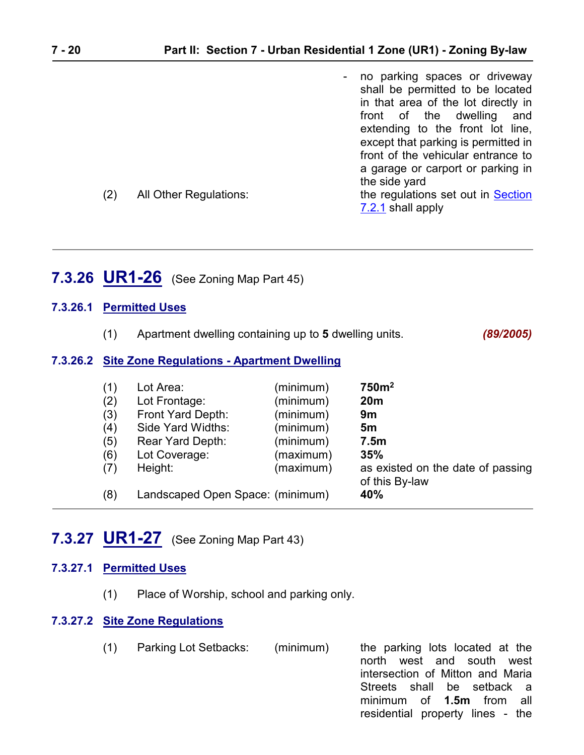- no parking spaces or driveway shall be permitted to be located in that area of the lot directly in front of the dwelling and extending to the front lot line, except that parking is permitted in front of the vehicular entrance to a garage or carport or parking in the side yard

(2) All Other Regulations: the regulations set out in Section 7.2.1 shall apply

---

## 7.3.26 UR1-26 (See Zoning Map Part 45)

### 7.3.26.1 Permitted Uses

(1) Apartment dwelling containing up to **5** dwelling units. ***(89/2005)***

### 7.3.26.2 Site Zone Regulations - Apartment Dwelling

| | | | |
|---|---|---|---|
| (1) | Lot Area: | (minimum) | **750m$^2$** |
| (2) | Lot Frontage: | (minimum) | **20m** |
| (3) | Front Yard Depth: | (minimum) | **9m** |
| (4) | Side Yard Widths: | (minimum) | **5m** |
| (5) | Rear Yard Depth: | (minimum) | **7.5m** |
| (6) | Lot Coverage: | (maximum) | **35%** |
| (7) | Height: | (maximum) | as existed on the date of passing of this By-law |
| (8) | Landscaped Open Space: | (minimum) | **40%** |

---

## 7.3.27 UR1-27 (See Zoning Map Part 43)

### 7.3.27.1 Permitted Uses

(1) Place of Worship, school and parking only.

### 7.3.27.2 Site Zone Regulations

(1) Parking Lot Setbacks: (minimum) the parking lots located at the north west and south west intersection of Mitton and Maria Streets shall be setback a minimum of **1.5m** from all residential property lines - the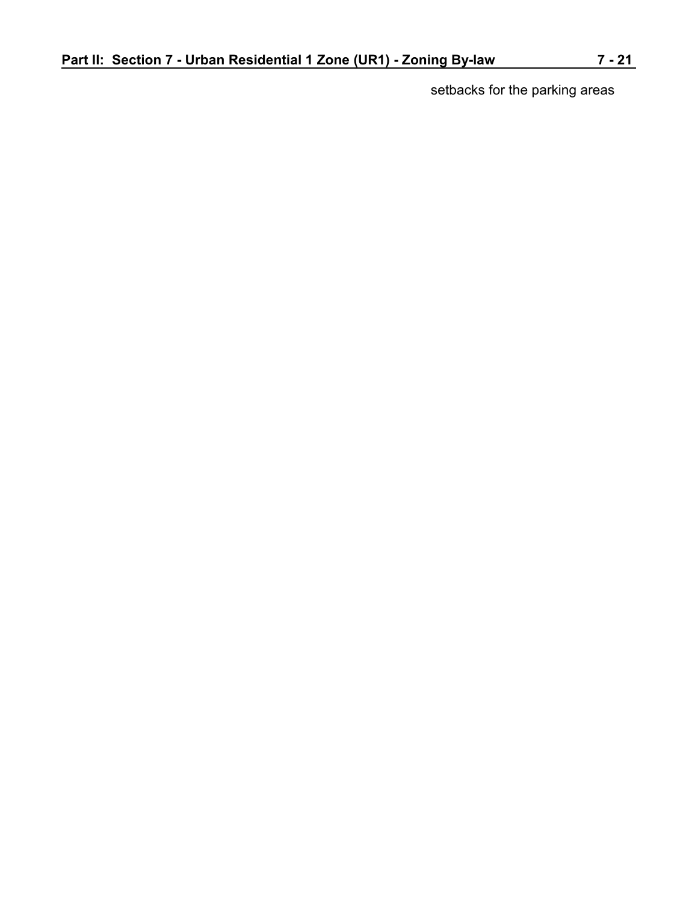setbacks for the parking areas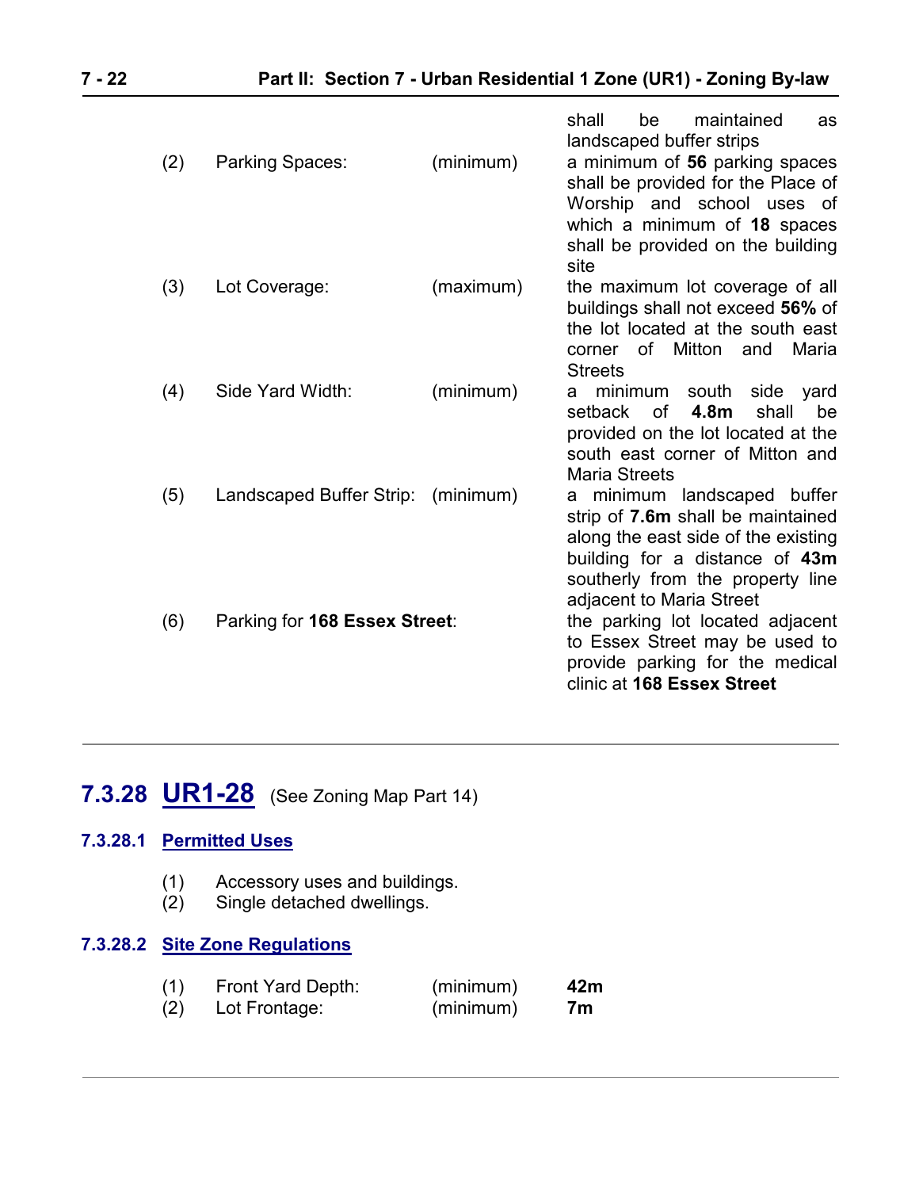| | | | |
|---|---|---|---|
| | | | shall be maintained as landscaped buffer strips |
| (2) | Parking Spaces: | (minimum) | a minimum of **56** parking spaces shall be provided for the Place of Worship and school uses of which a minimum of **18** spaces shall be provided on the building site |
| (3) | Lot Coverage: | (maximum) | the maximum lot coverage of all buildings shall not exceed **56%** of the lot located at the south east corner of Mitton and Maria Streets |
| (4) | Side Yard Width: | (minimum) | a minimum south side yard setback of **4.8m** shall be provided on the lot located at the south east corner of Mitton and Maria Streets |
| (5) | Landscaped Buffer Strip: | (minimum) | a minimum landscaped buffer strip of **7.6m** shall be maintained along the east side of the existing building for a distance of **43m** southerly from the property line adjacent to Maria Street |
| (6) | Parking for **168 Essex Street**: | | the parking lot located adjacent to Essex Street may be used to provide parking for the medical clinic at **168 Essex Street** |

---

## 7.3.28 UR1-28 (See Zoning Map Part 14)

### 7.3.28.1 Permitted Uses

(1) Accessory uses and buildings.
(2) Single detached dwellings.

### 7.3.28.2 Site Zone Regulations

| | | | |
|---|---|---|---|
| (1) | Front Yard Depth: | (minimum) | **42m** |
| (2) | Lot Frontage: | (minimum) | **7m** |

---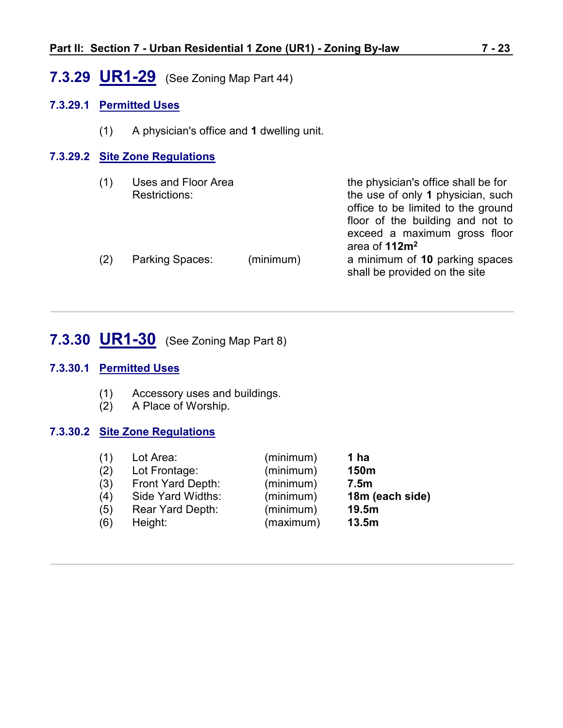## 7.3.29 UR1-29 (See Zoning Map Part 44)

### 7.3.29.1 Permitted Uses

(1) A physician's office and **1** dwelling unit.

### 7.3.29.2 Site Zone Regulations

| | | | |
|---|---|---|---|
| (1) | Uses and Floor Area Restrictions: | | the physician's office shall be for the use of only **1** physician, such office to be limited to the ground floor of the building and not to exceed a maximum gross floor area of **112m$^2$** |
| (2) | Parking Spaces: | (minimum) | a minimum of **10** parking spaces shall be provided on the site |

---

## 7.3.30 UR1-30 (See Zoning Map Part 8)

### 7.3.30.1 Permitted Uses

(1) Accessory uses and buildings.
(2) A Place of Worship.

### 7.3.30.2 Site Zone Regulations

| | | | |
|---|---|---|---|
| (1) | Lot Area: | (minimum) | **1 ha** |
| (2) | Lot Frontage: | (minimum) | **150m** |
| (3) | Front Yard Depth: | (minimum) | **7.5m** |
| (4) | Side Yard Widths: | (minimum) | **18m (each side)** |
| (5) | Rear Yard Depth: | (minimum) | **19.5m** |
| (6) | Height: | (maximum) | **13.5m** |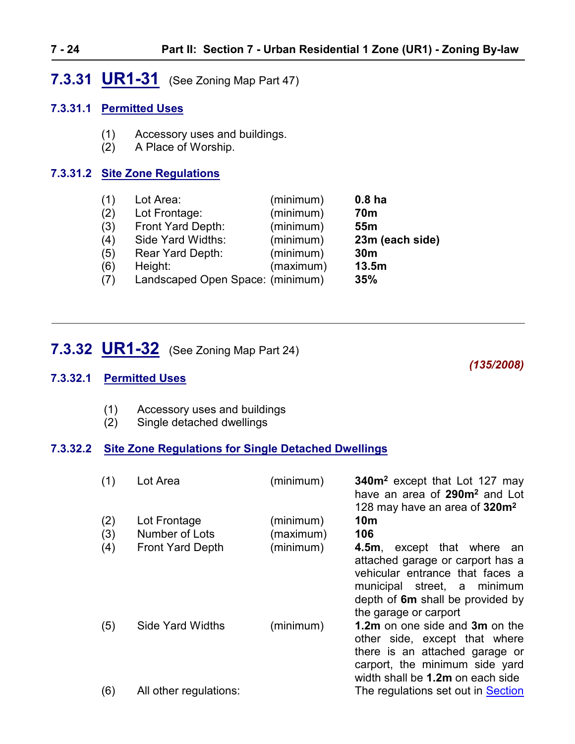## 7.3.31 UR1-31 (See Zoning Map Part 47)

### 7.3.31.1 Permitted Uses

(1) Accessory uses and buildings.
(2) A Place of Worship.

### 7.3.31.2 Site Zone Regulations

| | | | |
|---|---|---|---|
| (1) | Lot Area: | (minimum) | **0.8 ha** |
| (2) | Lot Frontage: | (minimum) | **70m** |
| (3) | Front Yard Depth: | (minimum) | **55m** |
| (4) | Side Yard Widths: | (minimum) | **23m (each side)** |
| (5) | Rear Yard Depth: | (minimum) | **30m** |
| (6) | Height: | (maximum) | **13.5m** |
| (7) | Landscaped Open Space: | (minimum) | **35%** |

---

## 7.3.32 UR1-32 (See Zoning Map Part 24)

***(135/2008)***

### 7.3.32.1 Permitted Uses

(1) Accessory uses and buildings
(2) Single detached dwellings

### 7.3.32.2 Site Zone Regulations for Single Detached Dwellings

| | | | |
|---|---|---|---|
| (1) | Lot Area | (minimum) | **340m²** except that Lot 127 may have an area of **290m²** and Lot 128 may have an area of **320m²** |
| (2) | Lot Frontage | (minimum) | **10m** |
| (3) | Number of Lots | (maximum) | **106** |
| (4) | Front Yard Depth | (minimum) | **4.5m**, except that where an attached garage or carport has a vehicular entrance that faces a municipal street, a minimum depth of **6m** shall be provided by the garage or carport |
| (5) | Side Yard Widths | (minimum) | **1.2m** on one side and **3m** on the other side, except that where there is an attached garage or carport, the minimum side yard width shall be **1.2m** on each side |
| (6) | All other regulations: | | The regulations set out in Section |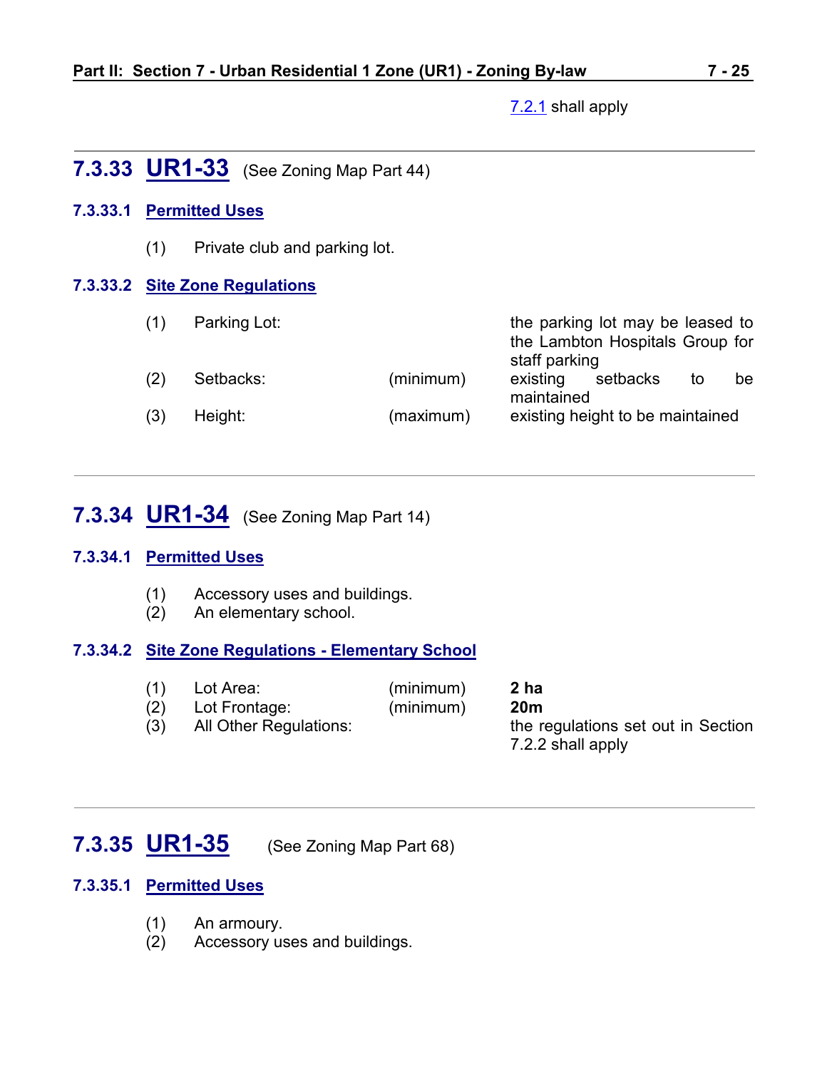7.2.1 shall apply

---

## 7.3.33 UR1-33 (See Zoning Map Part 44)

### 7.3.33.1 Permitted Uses

(1) Private club and parking lot.

### 7.3.33.2 Site Zone Regulations

| | | | |
|---|---|---|---|
| (1) | Parking Lot: | | the parking lot may be leased to the Lambton Hospitals Group for staff parking |
| (2) | Setbacks: | (minimum) | existing setbacks to be maintained |
| (3) | Height: | (maximum) | existing height to be maintained |

---

## 7.3.34 UR1-34 (See Zoning Map Part 14)

### 7.3.34.1 Permitted Uses

(1) Accessory uses and buildings.
(2) An elementary school.

### 7.3.34.2 Site Zone Regulations - Elementary School

| | | | |
|---|---|---|---|
| (1) | Lot Area: | (minimum) | **2 ha** |
| (2) | Lot Frontage: | (minimum) | **20m** |
| (3) | All Other Regulations: | | the regulations set out in Section 7.2.2 shall apply |

---

## 7.3.35 UR1-35 (See Zoning Map Part 68)

### 7.3.35.1 Permitted Uses

(1) An armoury.
(2) Accessory uses and buildings.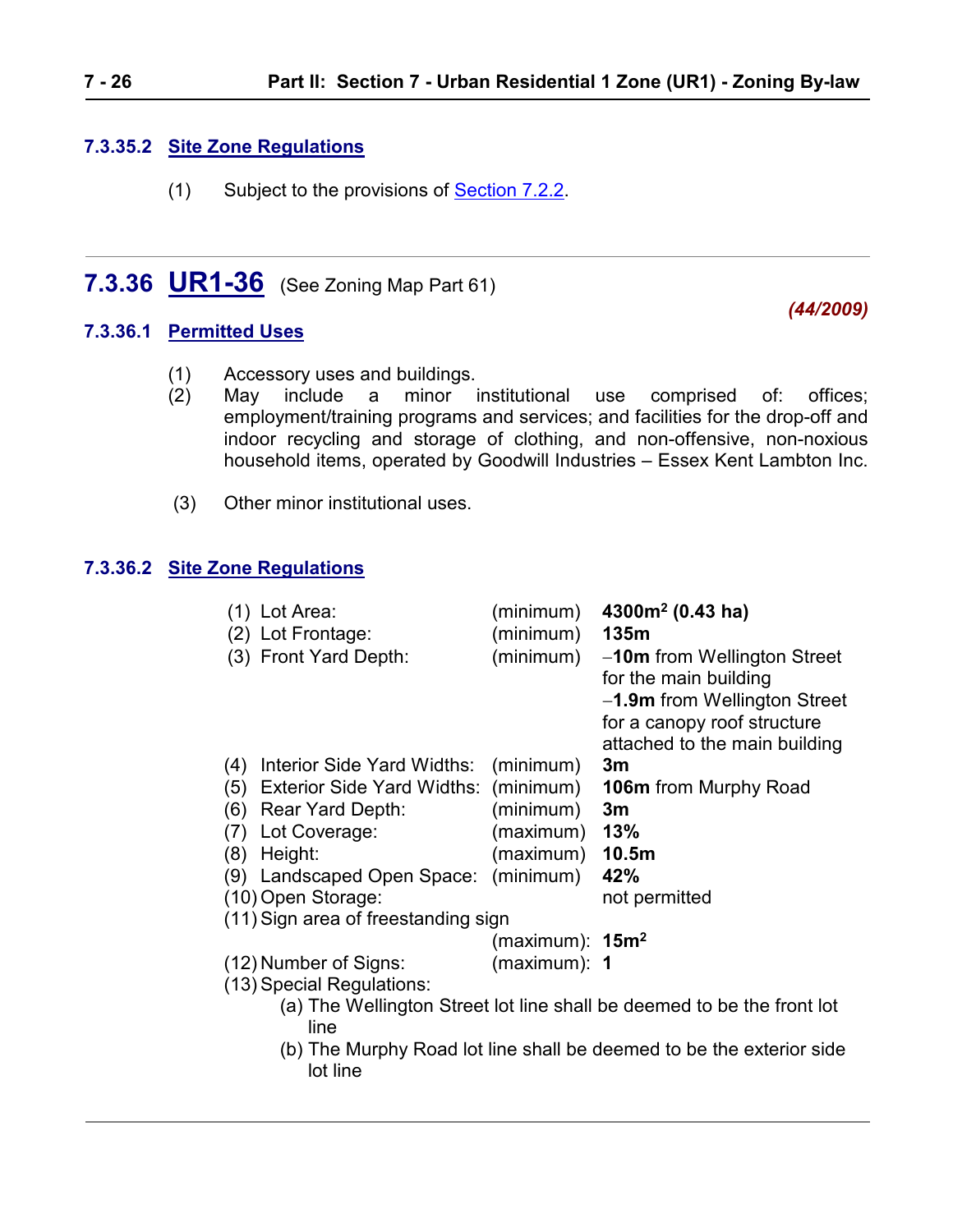### 7.3.35.2 Site Zone Regulations

(1) Subject to the provisions of Section 7.2.2.

---

## 7.3.36 UR1-36 (See Zoning Map Part 61)

***(44/2009)***

### 7.3.36.1 Permitted Uses

(1) Accessory uses and buildings.
(2) May include a minor institutional use comprised of: offices; employment/training programs and services; and facilities for the drop-off and indoor recycling and storage of clothing, and non-offensive, non-noxious household items, operated by Goodwill Industries – Essex Kent Lambton Inc.

(3) Other minor institutional uses.

### 7.3.36.2 Site Zone Regulations

| | | |
|---|---|---|
| (1) Lot Area: | (minimum) | **4300m$^2$ (0.43 ha)** |
| (2) Lot Frontage: | (minimum) | **135m** |
| (3) Front Yard Depth: | (minimum) | –**10m** from Wellington Street for the main building<br>–**1.9m** from Wellington Street for a canopy roof structure attached to the main building |
| (4) Interior Side Yard Widths: | (minimum) | **3m** |
| (5) Exterior Side Yard Widths: | (minimum) | **106m** from Murphy Road |
| (6) Rear Yard Depth: | (minimum) | **3m** |
| (7) Lot Coverage: | (maximum) | **13%** |
| (8) Height: | (maximum) | **10.5m** |
| (9) Landscaped Open Space: | (minimum) | **42%** |
| (10) Open Storage: | | not permitted |
| (11) Sign area of freestanding sign | (maximum): | **15m$^2$** |
| (12) Number of Signs: | (maximum): | **1** |

(13) Special Regulations:
- (a) The Wellington Street lot line shall be deemed to be the front lot line
- (b) The Murphy Road lot line shall be deemed to be the exterior side lot line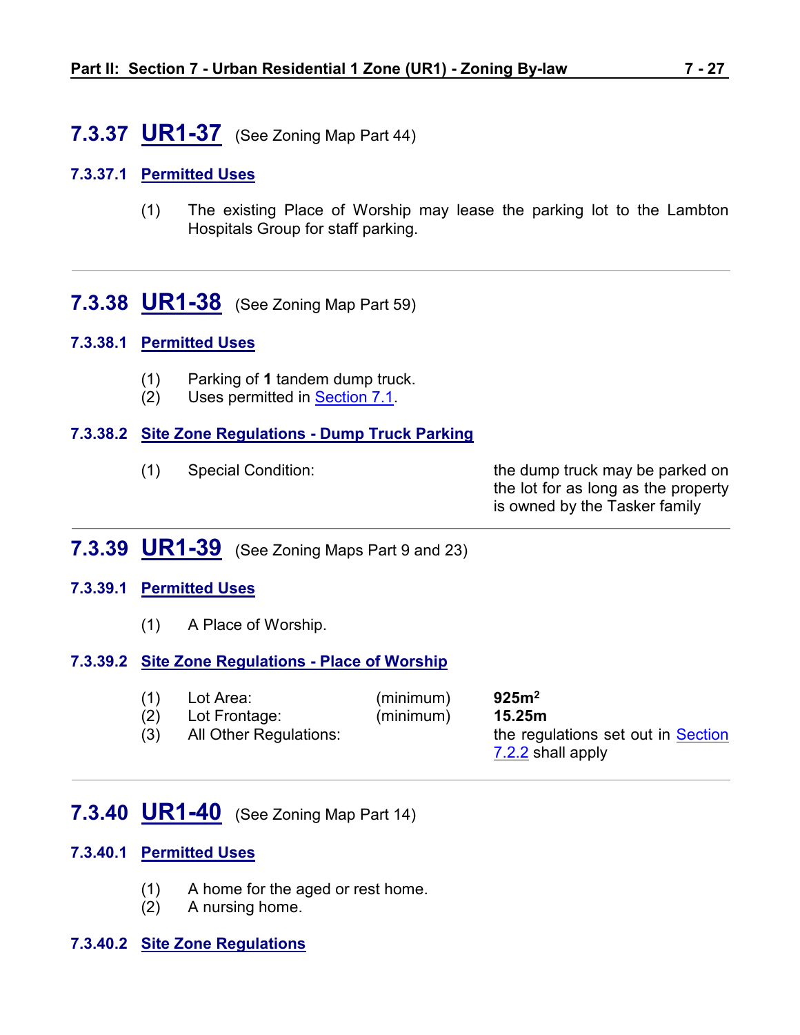## 7.3.37 UR1-37 (See Zoning Map Part 44)

### 7.3.37.1 Permitted Uses

(1) The existing Place of Worship may lease the parking lot to the Lambton Hospitals Group for staff parking.

---

## 7.3.38 UR1-38 (See Zoning Map Part 59)

### 7.3.38.1 Permitted Uses

(1) Parking of **1** tandem dump truck.
(2) Uses permitted in Section 7.1.

### 7.3.38.2 Site Zone Regulations - Dump Truck Parking

| | | |
|---|---|---|
| (1) | Special Condition: | the dump truck may be parked on the lot for as long as the property is owned by the Tasker family |

---

## 7.3.39 UR1-39 (See Zoning Maps Part 9 and 23)

### 7.3.39.1 Permitted Uses

(1) A Place of Worship.

### 7.3.39.2 Site Zone Regulations - Place of Worship

| | | | |
|---|---|---|---|
| (1) | Lot Area: | (minimum) | **925m$^2$** |
| (2) | Lot Frontage: | (minimum) | **15.25m** |
| (3) | All Other Regulations: | | the regulations set out in Section 7.2.2 shall apply |

---

## 7.3.40 UR1-40 (See Zoning Map Part 14)

### 7.3.40.1 Permitted Uses

(1) A home for the aged or rest home.
(2) A nursing home.

### 7.3.40.2 Site Zone Regulations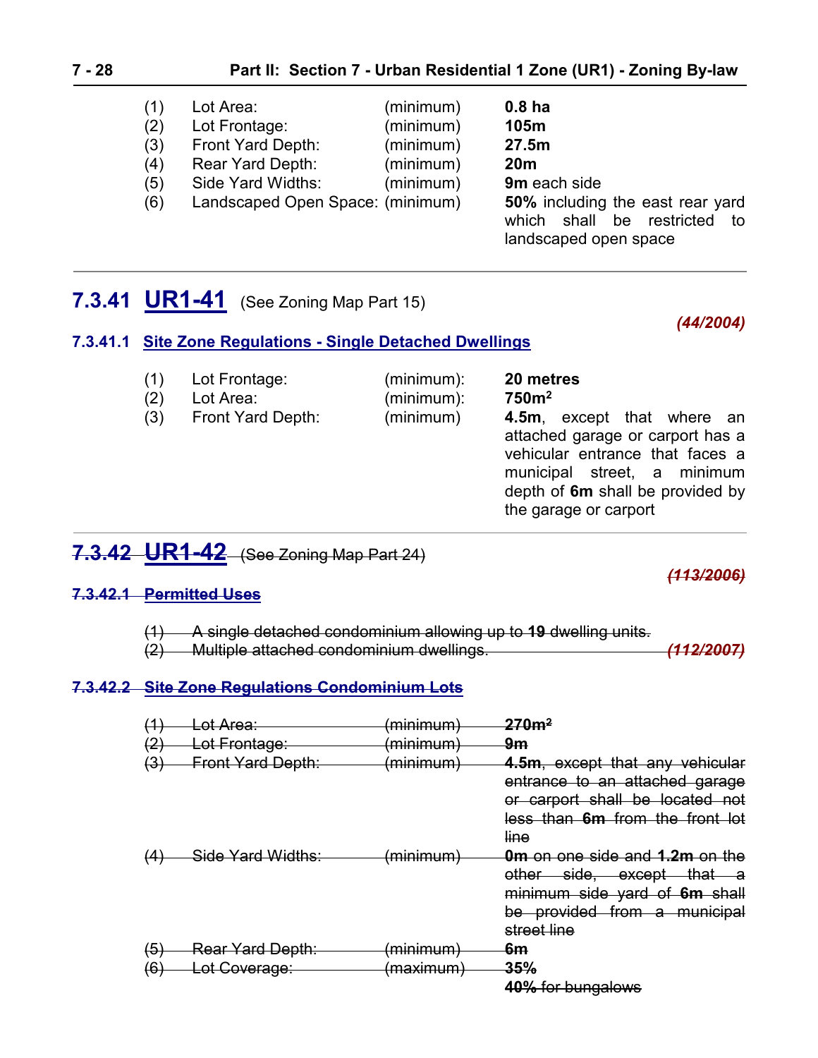| | | | |
|---|---|---|---|
| (1) | Lot Area: | (minimum) | **0.8 ha** |
| (2) | Lot Frontage: | (minimum) | **105m** |
| (3) | Front Yard Depth: | (minimum) | **27.5m** |
| (4) | Rear Yard Depth: | (minimum) | **20m** |
| (5) | Side Yard Widths: | (minimum) | **9m** each side |
| (6) | Landscaped Open Space: | (minimum) | **50%** including the east rear yard which shall be restricted to landscaped open space |

---

## 7.3.41 UR1-41 (See Zoning Map Part 15)

***(44/2004)***

### 7.3.41.1 Site Zone Regulations - Single Detached Dwellings

| | | | |
|---|---|---|---|
| (1) | Lot Frontage: | (minimum): | **20 metres** |
| (2) | Lot Area: | (minimum): | **750m²** |
| (3) | Front Yard Depth: | (minimum) | **4.5m**, except that where an attached garage or carport has a vehicular entrance that faces a municipal street, a minimum depth of **6m** shall be provided by the garage or carport |

---

## ~~7.3.42 UR1-42 (See Zoning Map Part 24)~~

~~***(113/2006)***~~

### ~~7.3.42.1 Permitted Uses~~

~~(1) A single detached condominium allowing up to **19** dwelling units.~~
~~(2) Multiple attached condominium dwellings.~~ ~~***(112/2007)***~~

### ~~7.3.42.2 Site Zone Regulations Condominium Lots~~

| | | | |
|---|---|---|---|
| ~~(1)~~ | ~~Lot Area:~~ | ~~(minimum)~~ | ~~**270m²**~~ |
| ~~(2)~~ | ~~Lot Frontage:~~ | ~~(minimum)~~ | ~~**9m**~~ |
| ~~(3)~~ | ~~Front Yard Depth:~~ | ~~(minimum)~~ | ~~**4.5m**, except that any vehicular entrance to an attached garage or carport shall be located not less than **6m** from the front lot line~~ |
| ~~(4)~~ | ~~Side Yard Widths:~~ | ~~(minimum)~~ | ~~**0m** on one side and **1.2m** on the other side, except that a minimum side yard of **6m** shall be provided from a municipal street line~~ |
| ~~(5)~~ | ~~Rear Yard Depth:~~ | ~~(minimum)~~ | ~~**6m**~~ |
| ~~(6)~~ | ~~Lot Coverage:~~ | ~~(maximum)~~ | ~~**35%**~~ <br> ~~**40%** for bungalows~~ |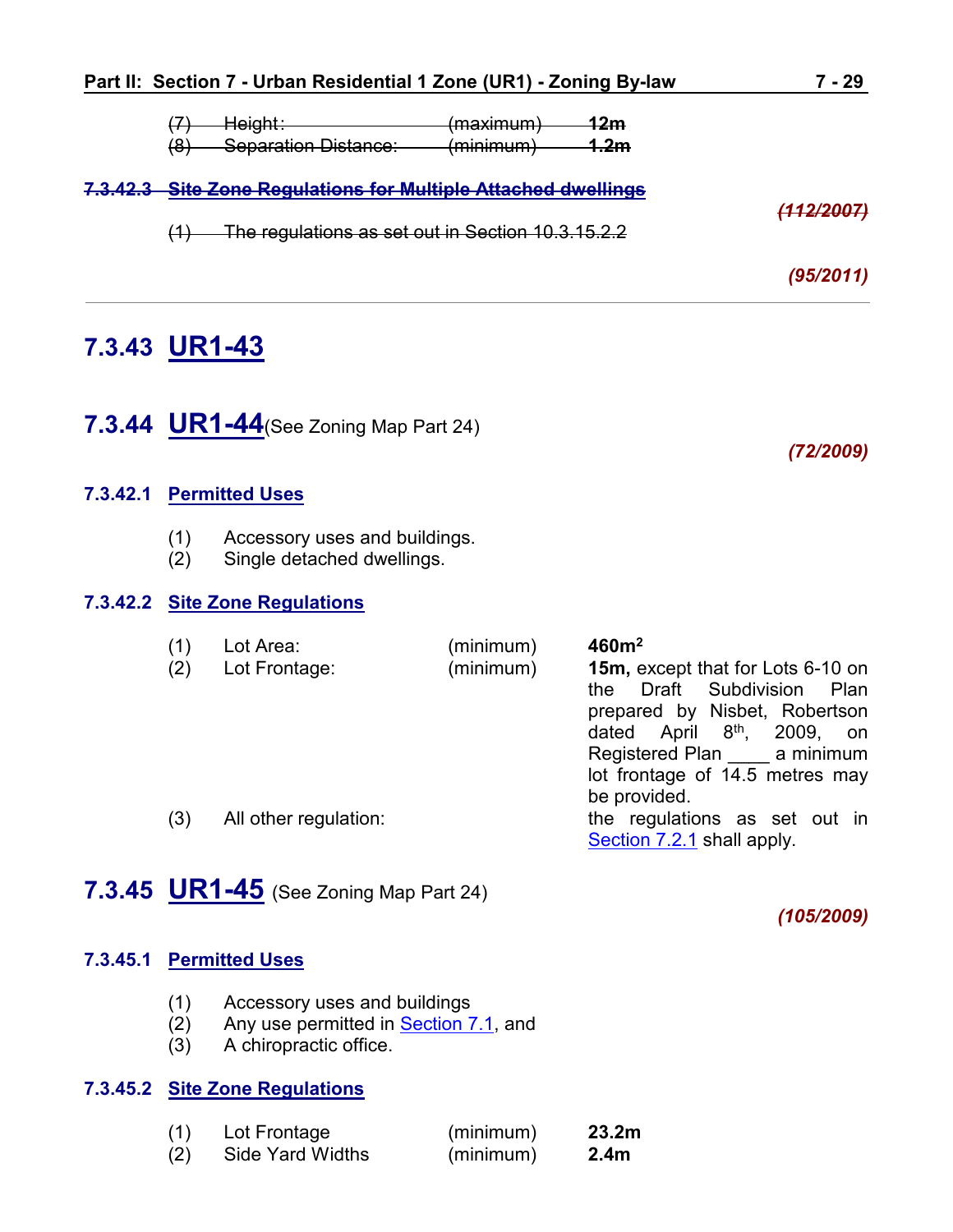| | | | |
|---|---|---|---|
| ~~(7)~~ | ~~Height:~~ | ~~(maximum)~~ | ~~**12m**~~ |
| ~~(8)~~ | ~~Separation Distance:~~ | ~~(minimum)~~ | ~~**1.2m**~~ |

#### ~~7.3.42.3 Site Zone Regulations for Multiple Attached dwellings~~

*~~(112/2007)~~*

~~(1) The regulations as set out in Section 10.3.15.2.2~~

*(95/2011)*

---

## 7.3.43 UR1-43

## 7.3.44 UR1-44(See Zoning Map Part 24)

*(72/2009)*

#### 7.3.42.1 Permitted Uses

(1) Accessory uses and buildings.
(2) Single detached dwellings.

#### 7.3.42.2 Site Zone Regulations

| | | | |
|---|---|---|---|
| (1) | Lot Area: | (minimum) | **460m²** |
| (2) | Lot Frontage: | (minimum) | **15m,** except that for Lots 6-10 on the Draft Subdivision Plan prepared by Nisbet, Robertson dated April 8th, 2009, on Registered Plan ____ a minimum lot frontage of 14.5 metres may be provided. |
| (3) | All other regulation: | | the regulations as set out in Section 7.2.1 shall apply. |

## 7.3.45 UR1-45 (See Zoning Map Part 24)

*(105/2009)*

#### 7.3.45.1 Permitted Uses

(1) Accessory uses and buildings
(2) Any use permitted in Section 7.1, and
(3) A chiropractic office.

#### 7.3.45.2 Site Zone Regulations

| | | | |
|---|---|---|---|
| (1) | Lot Frontage | (minimum) | **23.2m** |
| (2) | Side Yard Widths | (minimum) | **2.4m** |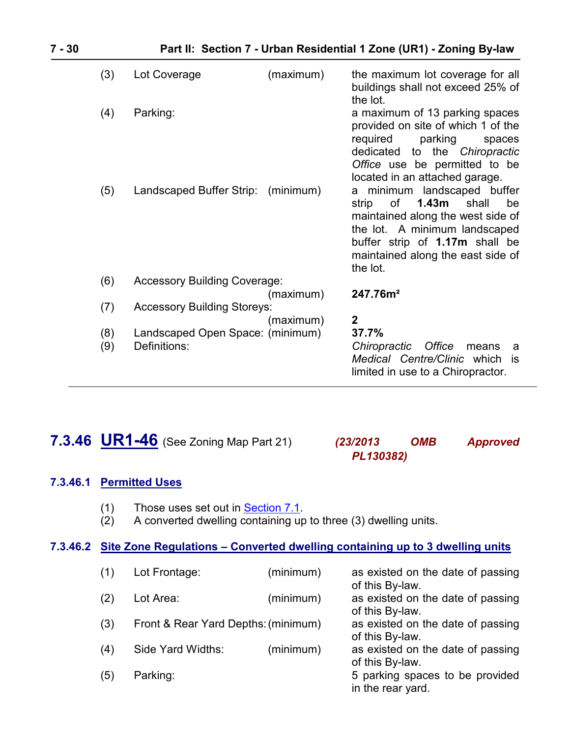| | | | |
|---|---|---|---|
| (3) | Lot Coverage | (maximum) | the maximum lot coverage for all buildings shall not exceed 25% of the lot. |
| (4) | Parking: | | a maximum of 13 parking spaces provided on site of which 1 of the required parking spaces dedicated to the *Chiropractic Office* use be permitted to be located in an attached garage. |
| (5) | Landscaped Buffer Strip: | (minimum) | a minimum landscaped buffer strip of **1.43m** shall be maintained along the west side of the lot. A minimum landscaped buffer strip of **1.17m** shall be maintained along the east side of the lot. |
| (6) | Accessory Building Coverage: | (maximum) | **247.76m²** |
| (7) | Accessory Building Storeys: | (maximum) | **2** |
| (8) | Landscaped Open Space: | (minimum) | **37.7%** |
| (9) | Definitions: | | *Chiropractic Office* means a *Medical Centre/Clinic* which is limited in use to a Chiropractor. |

## 7.3.46 UR1-46 (See Zoning Map Part 21) *(23/2013 OMB Approved PL130382)*

### 7.3.46.1 Permitted Uses

(1) Those uses set out in Section 7.1.
(2) A converted dwelling containing up to three (3) dwelling units.

### 7.3.46.2 Site Zone Regulations – Converted dwelling containing up to 3 dwelling units

| | | | |
|---|---|---|---|
| (1) | Lot Frontage: | (minimum) | as existed on the date of passing of this By-law. |
| (2) | Lot Area: | (minimum) | as existed on the date of passing of this By-law. |
| (3) | Front & Rear Yard Depths: | (minimum) | as existed on the date of passing of this By-law. |
| (4) | Side Yard Widths: | (minimum) | as existed on the date of passing of this By-law. |
| (5) | Parking: | | 5 parking spaces to be provided in the rear yard. |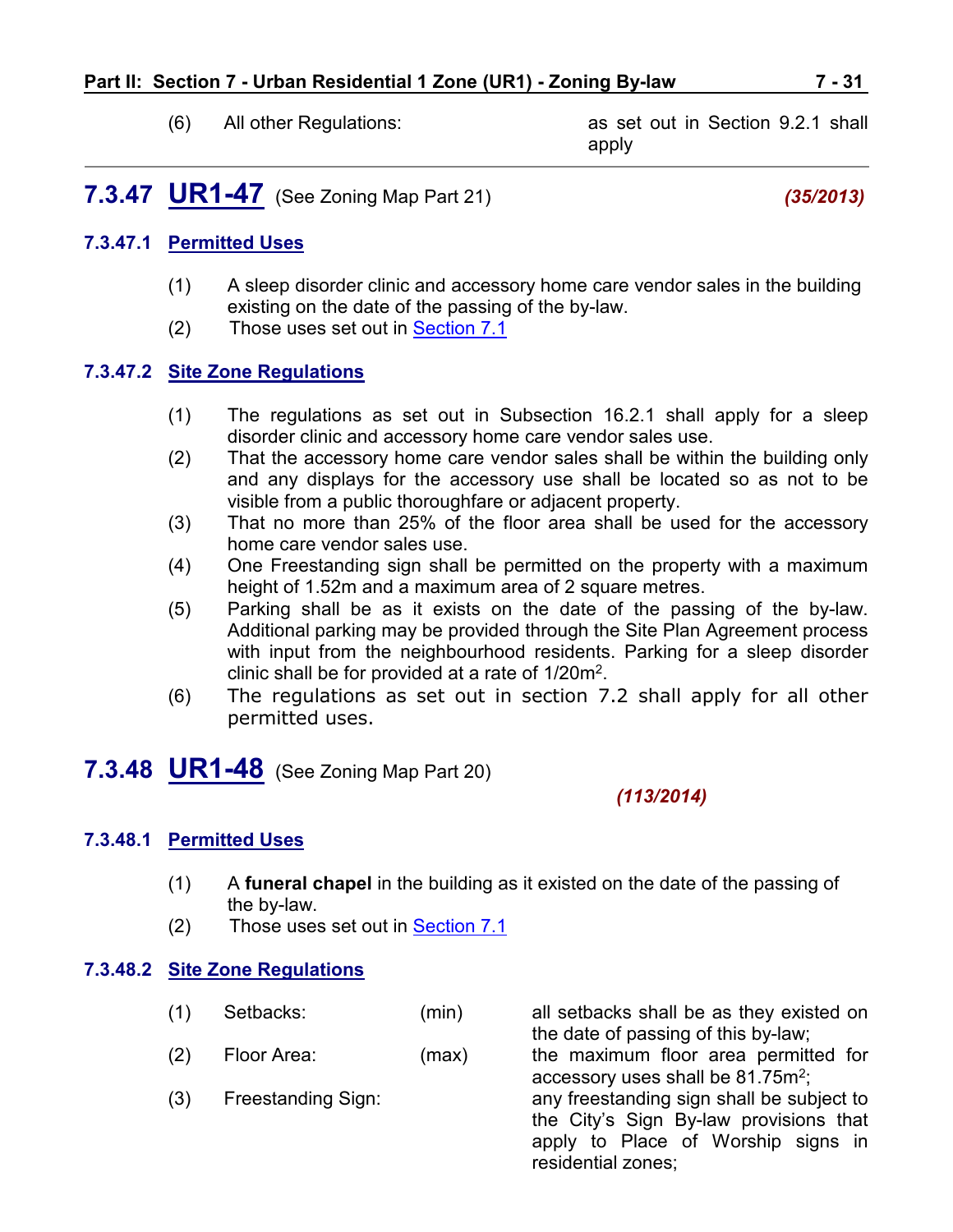(6) All other Regulations: as set out in Section 9.2.1 shall apply

## 7.3.47 UR1-47 (See Zoning Map Part 21) *(35/2013)*

### 7.3.47.1 Permitted Uses

(1) A sleep disorder clinic and accessory home care vendor sales in the building existing on the date of the passing of the by-law.
(2) Those uses set out in Section 7.1

### 7.3.47.2 Site Zone Regulations

(1) The regulations as set out in Subsection 16.2.1 shall apply for a sleep disorder clinic and accessory home care vendor sales use.
(2) That the accessory home care vendor sales shall be within the building only and any displays for the accessory use shall be located so as not to be visible from a public thoroughfare or adjacent property.
(3) That no more than 25% of the floor area shall be used for the accessory home care vendor sales use.
(4) One Freestanding sign shall be permitted on the property with a maximum height of 1.52m and a maximum area of 2 square metres.
(5) Parking shall be as it exists on the date of the passing of the by-law. Additional parking may be provided through the Site Plan Agreement process with input from the neighbourhood residents. Parking for a sleep disorder clinic shall be for provided at a rate of 1/20m$^2$.
(6) The regulations as set out in section 7.2 shall apply for all other permitted uses.

## 7.3.48 UR1-48 (See Zoning Map Part 20)

*(113/2014)*

### 7.3.48.1 Permitted Uses

(1) A **funeral chapel** in the building as it existed on the date of the passing of the by-law.
(2) Those uses set out in Section 7.1

### 7.3.48.2 Site Zone Regulations

| | | | |
|---|---|---|---|
| (1) | Setbacks: | (min) | all setbacks shall be as they existed on the date of passing of this by-law; |
| (2) | Floor Area: | (max) | the maximum floor area permitted for accessory uses shall be 81.75m$^2$; |
| (3) | Freestanding Sign: | | any freestanding sign shall be subject to the City's Sign By-law provisions that apply to Place of Worship signs in residential zones; |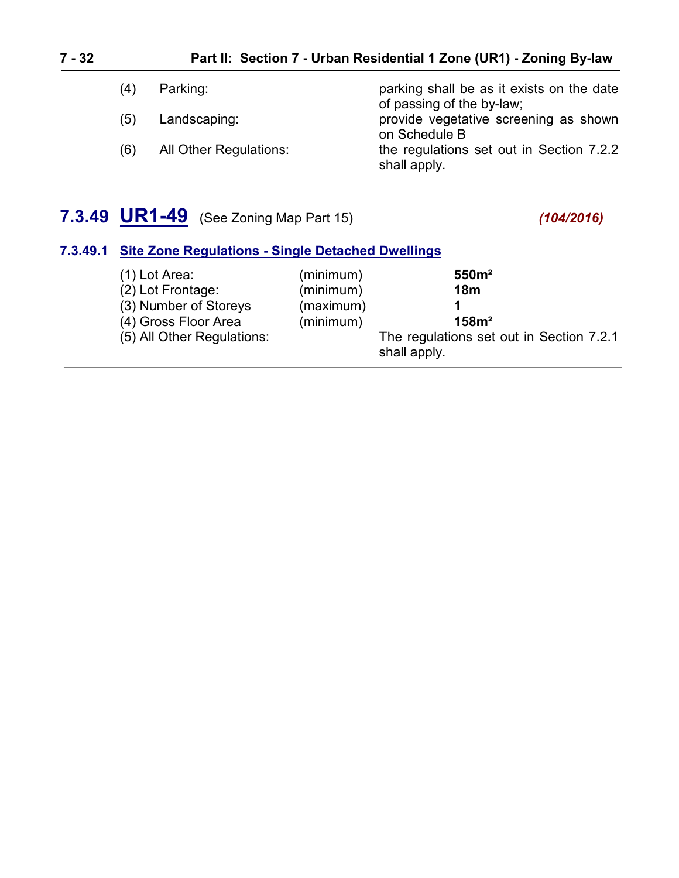| | | |
|---|---|---|
| (4) | Parking: | parking shall be as it exists on the date of passing of the by-law; |
| (5) | Landscaping: | provide vegetative screening as shown on Schedule B |
| (6) | All Other Regulations: | the regulations set out in Section 7.2.2 shall apply. |

## 7.3.49 UR1-49 (See Zoning Map Part 15) *(104/2016)*

### 7.3.49.1 Site Zone Regulations - Single Detached Dwellings

| | | |
|---|---|---|
| (1) Lot Area: | (minimum) | **550m²** |
| (2) Lot Frontage: | (minimum) | **18m** |
| (3) Number of Storeys | (maximum) | **1** |
| (4) Gross Floor Area | (minimum) | **158m²** |
| (5) All Other Regulations: | | The regulations set out in Section 7.2.1 shall apply. |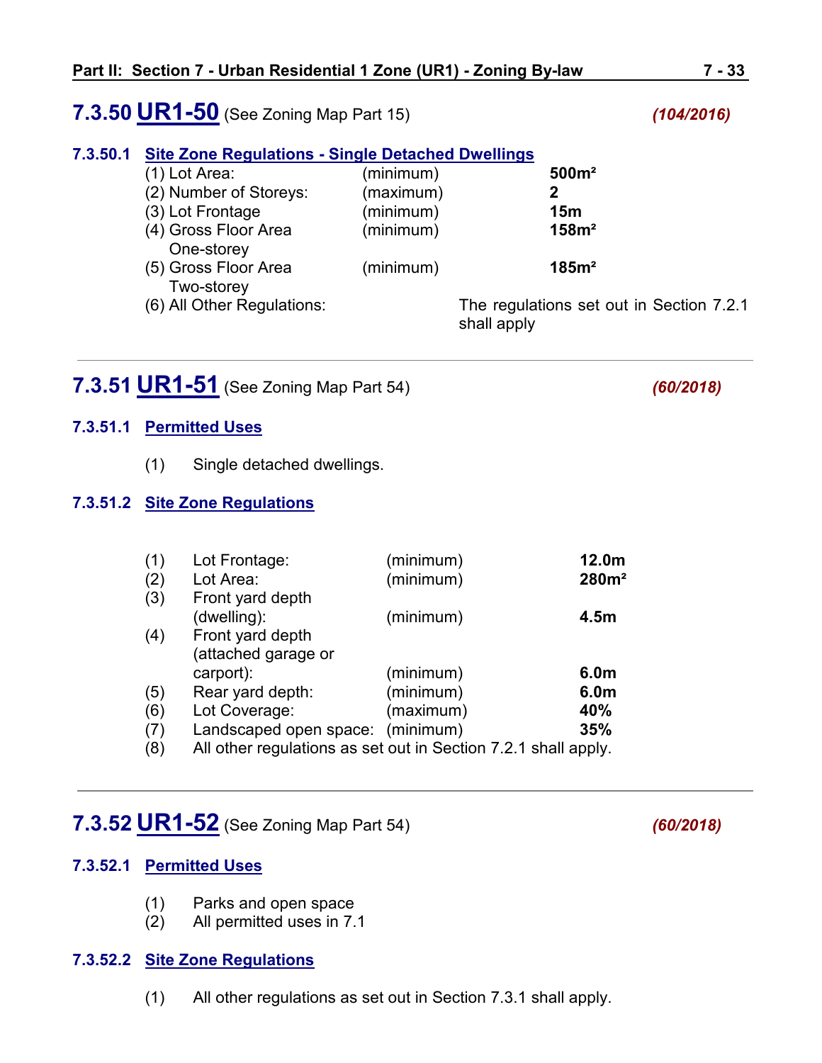## 7.3.50 UR1-50 (See Zoning Map Part 15) *(104/2016)*

### 7.3.50.1 Site Zone Regulations - Single Detached Dwellings

| | | |
|---|---|---|
| (1) Lot Area: | (minimum) | **500m²** |
| (2) Number of Storeys: | (maximum) | **2** |
| (3) Lot Frontage | (minimum) | **15m** |
| (4) Gross Floor Area One-storey | (minimum) | **158m²** |
| (5) Gross Floor Area Two-storey | (minimum) | **185m²** |
| (6) All Other Regulations: | | The regulations set out in Section 7.2.1 shall apply |

---

## 7.3.51 UR1-51 (See Zoning Map Part 54) *(60/2018)*

### 7.3.51.1 Permitted Uses

(1) Single detached dwellings.

### 7.3.51.2 Site Zone Regulations

| | | | |
|---|---|---|---|
| (1) | Lot Frontage: | (minimum) | **12.0m** |
| (2) | Lot Area: | (minimum) | **280m²** |
| (3) | Front yard depth (dwelling): | (minimum) | **4.5m** |
| (4) | Front yard depth (attached garage or carport): | (minimum) | **6.0m** |
| (5) | Rear yard depth: | (minimum) | **6.0m** |
| (6) | Lot Coverage: | (maximum) | **40%** |
| (7) | Landscaped open space: | (minimum) | **35%** |
| (8) | All other regulations as set out in Section 7.2.1 shall apply. | | |

---

## 7.3.52 UR1-52 (See Zoning Map Part 54) *(60/2018)*

### 7.3.52.1 Permitted Uses

(1) Parks and open space
(2) All permitted uses in 7.1

### 7.3.52.2 Site Zone Regulations

(1) All other regulations as set out in Section 7.3.1 shall apply.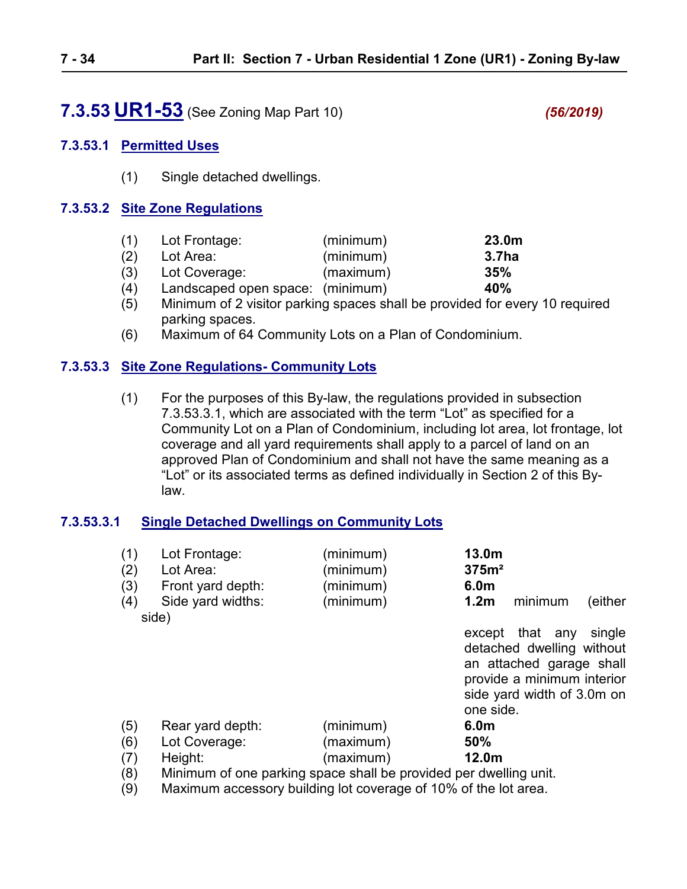## 7.3.53 UR1-53 (See Zoning Map Part 10) *(56/2019)*

### 7.3.53.1 Permitted Uses

(1) Single detached dwellings.

### 7.3.53.2 Site Zone Regulations

| | | | |
|---|---|---|---|
| (1) | Lot Frontage: | (minimum) | **23.0m** |
| (2) | Lot Area: | (minimum) | **3.7ha** |
| (3) | Lot Coverage: | (maximum) | **35%** |
| (4) | Landscaped open space: | (minimum) | **40%** |

(5) Minimum of 2 visitor parking spaces shall be provided for every 10 required parking spaces.

(6) Maximum of 64 Community Lots on a Plan of Condominium.

### 7.3.53.3 Site Zone Regulations- Community Lots

(1) For the purposes of this By-law, the regulations provided in subsection 7.3.53.3.1, which are associated with the term "Lot" as specified for a Community Lot on a Plan of Condominium, including lot area, lot frontage, lot coverage and all yard requirements shall apply to a parcel of land on an approved Plan of Condominium and shall not have the same meaning as a "Lot" or its associated terms as defined individually in Section 2 of this By-law.

### 7.3.53.3.1 Single Detached Dwellings on Community Lots

| | | | |
|---|---|---|---|
| (1) | Lot Frontage: | (minimum) | **13.0m** |
| (2) | Lot Area: | (minimum) | **375m²** |
| (3) | Front yard depth: | (minimum) | **6.0m** |
| (4) | Side yard widths: | (minimum) | **1.2m** minimum (either side) except that any single detached dwelling without an attached garage shall provide a minimum interior side yard width of 3.0m on one side. |
| (5) | Rear yard depth: | (minimum) | **6.0m** |
| (6) | Lot Coverage: | (maximum) | **50%** |
| (7) | Height: | (maximum) | **12.0m** |

(8) Minimum of one parking space shall be provided per dwelling unit.

(9) Maximum accessory building lot coverage of 10% of the lot area.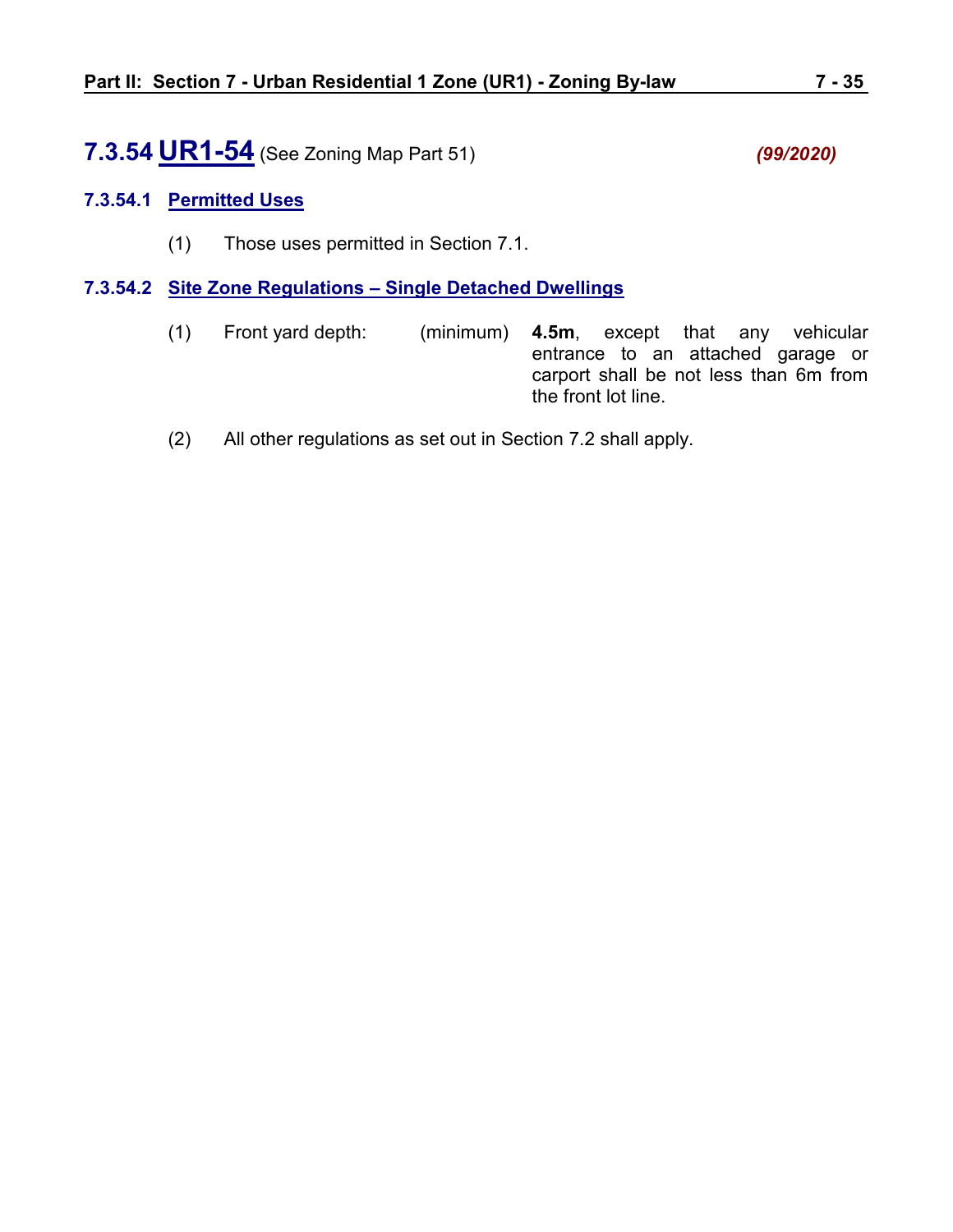## 7.3.54 UR1-54 (See Zoning Map Part 51) *(99/2020)*

### 7.3.54.1 Permitted Uses

(1) Those uses permitted in Section 7.1.

### 7.3.54.2 Site Zone Regulations – Single Detached Dwellings

| | | | |
|---|---|---|---|
| (1) | Front yard depth: | (minimum) | **4.5m**, except that any vehicular entrance to an attached garage or carport shall be not less than 6m from the front lot line. |

(2) All other regulations as set out in Section 7.2 shall apply.